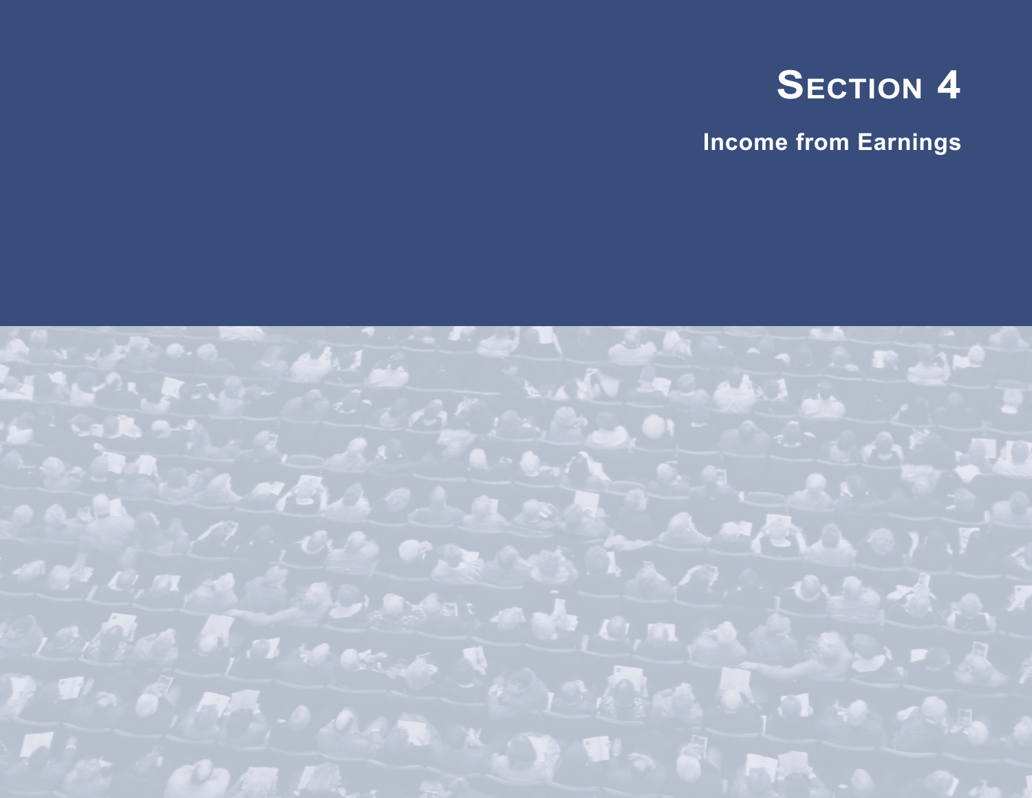# Section 4

## Income from Earnings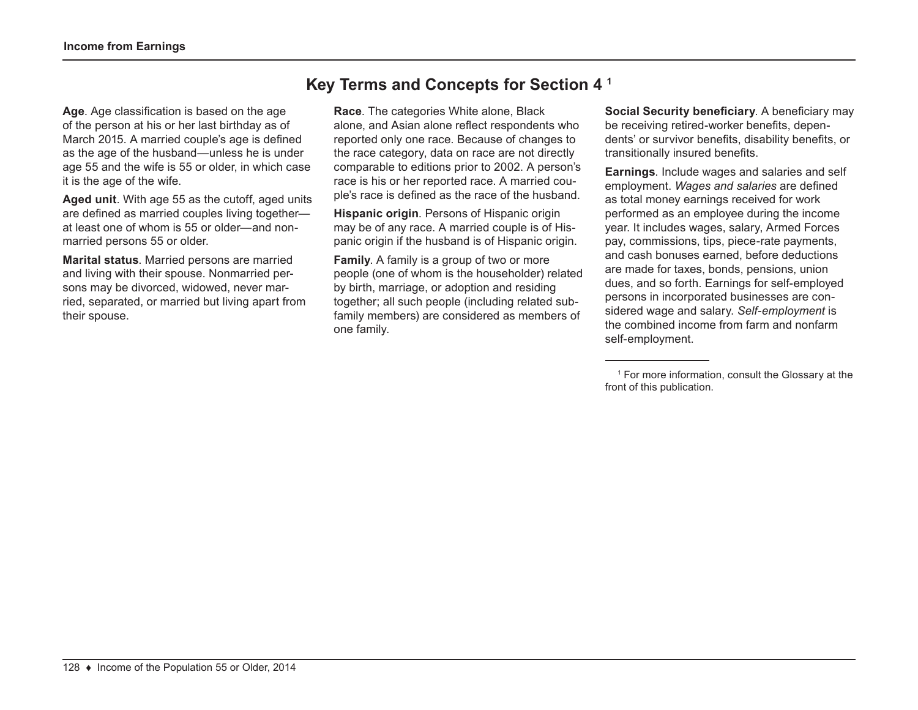## Key Terms and Concepts for Section 4 [1]

**Age**. Age classification is based on the age of the person at his or her last birthday as of March 2015. A married couple's age is defined as the age of the husband—unless he is under age 55 and the wife is 55 or older, in which case it is the age of the wife.

**Aged unit**. With age 55 as the cutoff, aged units are defined as married couples living together—at least one of whom is 55 or older—and nonmarried persons 55 or older.

**Marital status**. Married persons are married and living with their spouse. Nonmarried persons may be divorced, widowed, never married, separated, or married but living apart from their spouse.

**Race**. The categories White alone, Black alone, and Asian alone reflect respondents who reported only one race. Because of changes to the race category, data on race are not directly comparable to editions prior to 2002. A person's race is his or her reported race. A married couple's race is defined as the race of the husband.

**Hispanic origin**. Persons of Hispanic origin may be of any race. A married couple is of Hispanic origin if the husband is of Hispanic origin.

**Family**. A family is a group of two or more people (one of whom is the householder) related by birth, marriage, or adoption and residing together; all such people (including related subfamily members) are considered as members of one family.

**Social Security beneficiary**. A beneficiary may be receiving retired-worker benefits, dependents' or survivor benefits, disability benefits, or transitionally insured benefits.

**Earnings**. Include wages and salaries and self employment. *Wages and salaries* are defined as total money earnings received for work performed as an employee during the income year. It includes wages, salary, Armed Forces pay, commissions, tips, piece-rate payments, and cash bonuses earned, before deductions are made for taxes, bonds, pensions, union dues, and so forth. Earnings for self-employed persons in incorporated businesses are considered wage and salary. *Self-employment* is the combined income from farm and nonfarm self-employment.

---

[1] For more information, consult the Glossary at the front of this publication.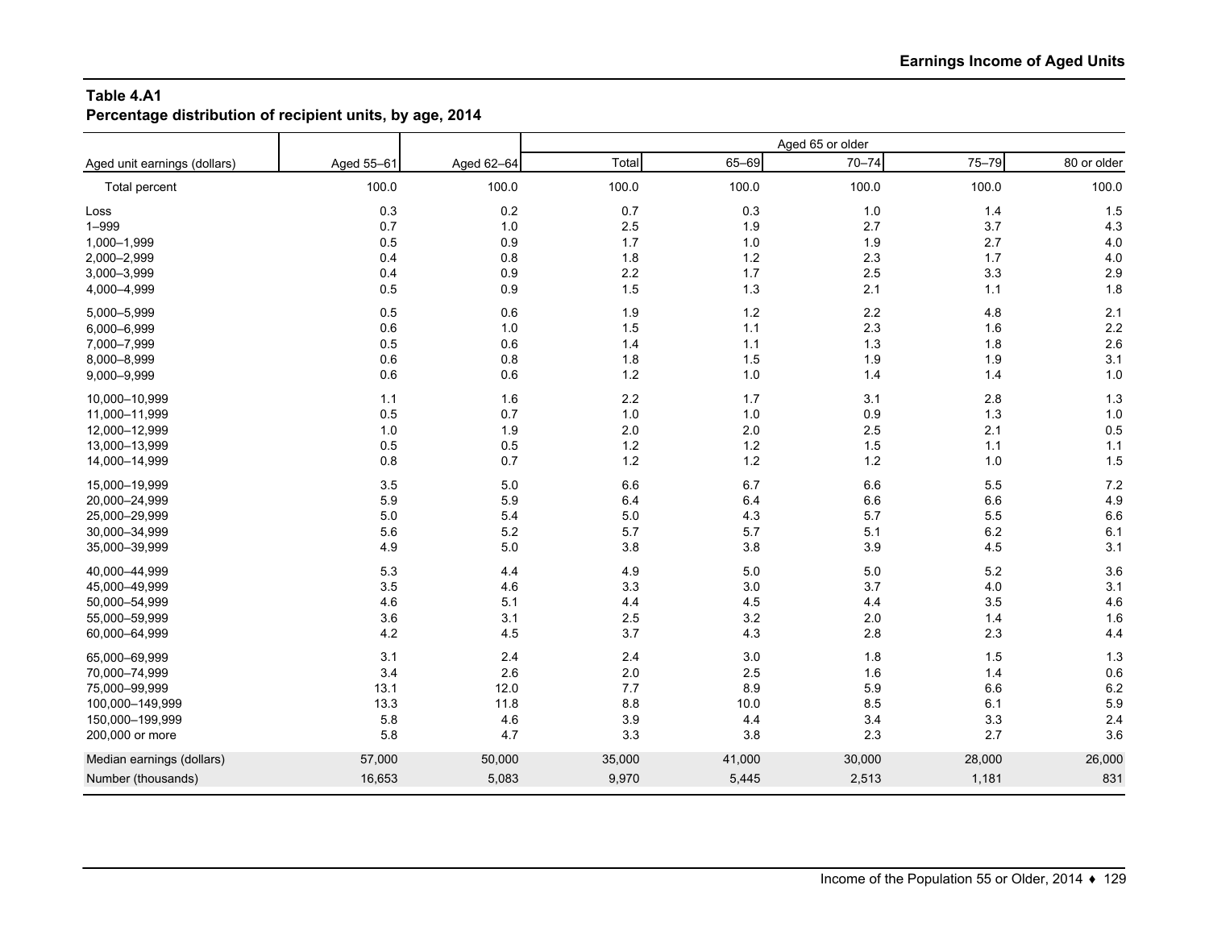**Table 4.A1**
**Percentage distribution of recipient units, by age, 2014**

| Aged unit earnings (dollars) | Aged 55–61 | Aged 62–64 | Aged 65 or older | | | | |
|---|---|---|---|---|---|---|---|
| | | | Total | 65–69 | 70–74 | 75–79 | 80 or older |
| Total percent | 100.0 | 100.0 | 100.0 | 100.0 | 100.0 | 100.0 | 100.0 |
| Loss | 0.3 | 0.2 | 0.7 | 0.3 | 1.0 | 1.4 | 1.5 |
| 1–999 | 0.7 | 1.0 | 2.5 | 1.9 | 2.7 | 3.7 | 4.3 |
| 1,000–1,999 | 0.5 | 0.9 | 1.7 | 1.0 | 1.9 | 2.7 | 4.0 |
| 2,000–2,999 | 0.4 | 0.8 | 1.8 | 1.2 | 2.3 | 1.7 | 4.0 |
| 3,000–3,999 | 0.4 | 0.9 | 2.2 | 1.7 | 2.5 | 3.3 | 2.9 |
| 4,000–4,999 | 0.5 | 0.9 | 1.5 | 1.3 | 2.1 | 1.1 | 1.8 |
| 5,000–5,999 | 0.5 | 0.6 | 1.9 | 1.2 | 2.2 | 4.8 | 2.1 |
| 6,000–6,999 | 0.6 | 1.0 | 1.5 | 1.1 | 2.3 | 1.6 | 2.2 |
| 7,000–7,999 | 0.5 | 0.6 | 1.4 | 1.1 | 1.3 | 1.8 | 2.6 |
| 8,000–8,999 | 0.6 | 0.8 | 1.8 | 1.5 | 1.9 | 1.9 | 3.1 |
| 9,000–9,999 | 0.6 | 0.6 | 1.2 | 1.0 | 1.4 | 1.4 | 1.0 |
| 10,000–10,999 | 1.1 | 1.6 | 2.2 | 1.7 | 3.1 | 2.8 | 1.3 |
| 11,000–11,999 | 0.5 | 0.7 | 1.0 | 1.0 | 0.9 | 1.3 | 1.0 |
| 12,000–12,999 | 1.0 | 1.9 | 2.0 | 2.0 | 2.5 | 2.1 | 0.5 |
| 13,000–13,999 | 0.5 | 0.5 | 1.2 | 1.2 | 1.5 | 1.1 | 1.1 |
| 14,000–14,999 | 0.8 | 0.7 | 1.2 | 1.2 | 1.2 | 1.0 | 1.5 |
| 15,000–19,999 | 3.5 | 5.0 | 6.6 | 6.7 | 6.6 | 5.5 | 7.2 |
| 20,000–24,999 | 5.9 | 5.9 | 6.4 | 6.4 | 6.6 | 6.6 | 4.9 |
| 25,000–29,999 | 5.0 | 5.4 | 5.0 | 4.3 | 5.7 | 5.5 | 6.6 |
| 30,000–34,999 | 5.6 | 5.2 | 5.7 | 5.7 | 5.1 | 6.2 | 6.1 |
| 35,000–39,999 | 4.9 | 5.0 | 3.8 | 3.8 | 3.9 | 4.5 | 3.1 |
| 40,000–44,999 | 5.3 | 4.4 | 4.9 | 5.0 | 5.0 | 5.2 | 3.6 |
| 45,000–49,999 | 3.5 | 4.6 | 3.3 | 3.0 | 3.7 | 4.0 | 3.1 |
| 50,000–54,999 | 4.6 | 5.1 | 4.4 | 4.5 | 4.4 | 3.5 | 4.6 |
| 55,000–59,999 | 3.6 | 3.1 | 2.5 | 3.2 | 2.0 | 1.4 | 1.6 |
| 60,000–64,999 | 4.2 | 4.5 | 3.7 | 4.3 | 2.8 | 2.3 | 4.4 |
| 65,000–69,999 | 3.1 | 2.4 | 2.4 | 3.0 | 1.8 | 1.5 | 1.3 |
| 70,000–74,999 | 3.4 | 2.6 | 2.0 | 2.5 | 1.6 | 1.4 | 0.6 |
| 75,000–99,999 | 13.1 | 12.0 | 7.7 | 8.9 | 5.9 | 6.6 | 6.2 |
| 100,000–149,999 | 13.3 | 11.8 | 8.8 | 10.0 | 8.5 | 6.1 | 5.9 |
| 150,000–199,999 | 5.8 | 4.6 | 3.9 | 4.4 | 3.4 | 3.3 | 2.4 |
| 200,000 or more | 5.8 | 4.7 | 3.3 | 3.8 | 2.3 | 2.7 | 3.6 |
| Median earnings (dollars) | 57,000 | 50,000 | 35,000 | 41,000 | 30,000 | 28,000 | 26,000 |
| Number (thousands) | 16,653 | 5,083 | 9,970 | 5,445 | 2,513 | 1,181 | 831 |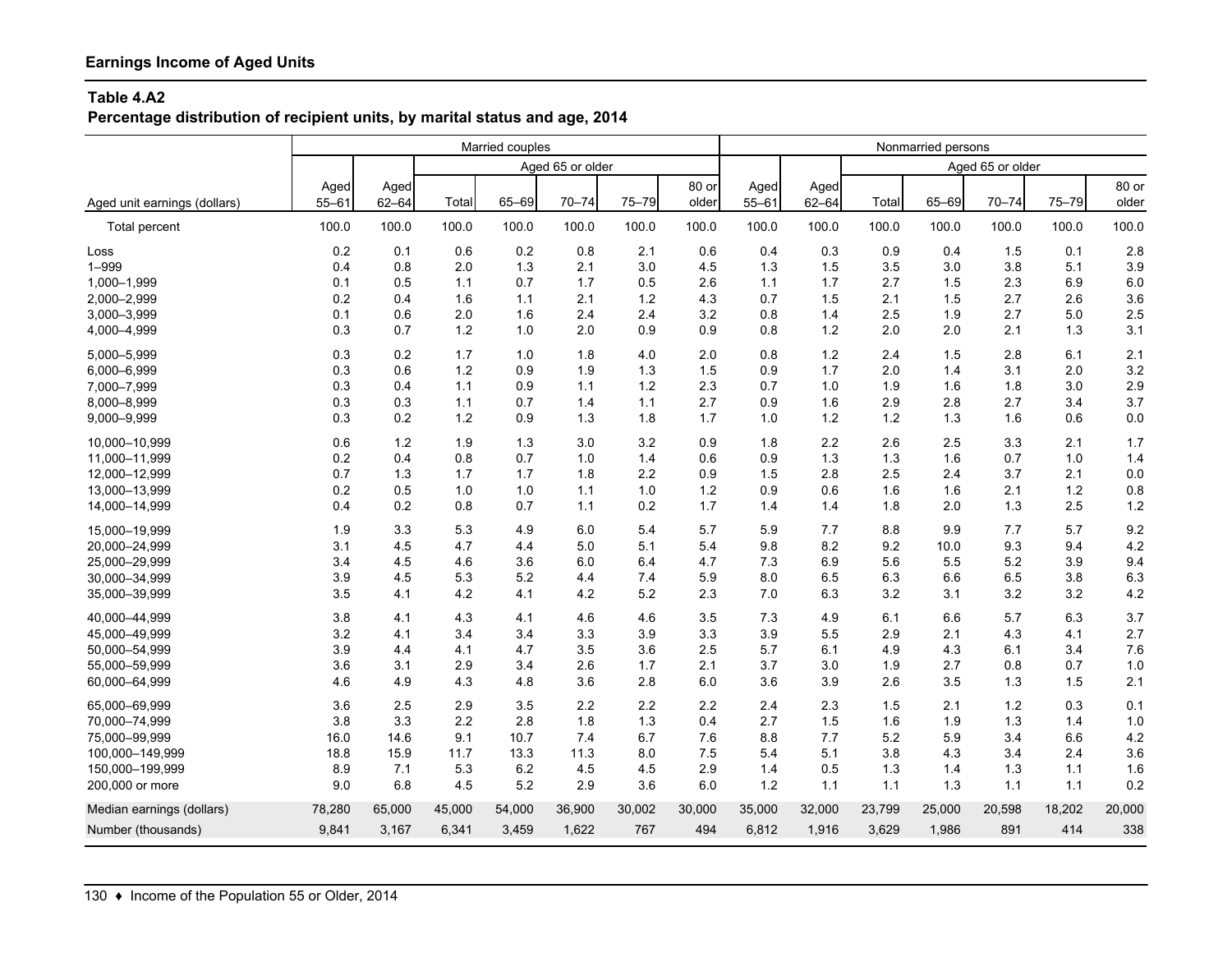## Earnings Income of Aged Units

### Table 4.A2
**Percentage distribution of recipient units, by marital status and age, 2014**

| Aged unit earnings (dollars) | Married couples | | | | | | | Nonmarried persons | | | | | | |
|---|---|---|---|---|---|---|---|---|---|---|---|---|---|---|
| | | | Aged 65 or older | | | | | | | Aged 65 or older | | | | |
| | Aged 55–61 | Aged 62–64 | Total | 65–69 | 70–74 | 75–79 | 80 or older | Aged 55–61 | Aged 62–64 | Total | 65–69 | 70–74 | 75–79 | 80 or older |
| Total percent | 100.0 | 100.0 | 100.0 | 100.0 | 100.0 | 100.0 | 100.0 | 100.0 | 100.0 | 100.0 | 100.0 | 100.0 | 100.0 | 100.0 |
| Loss | 0.2 | 0.1 | 0.6 | 0.2 | 0.8 | 2.1 | 0.6 | 0.4 | 0.3 | 0.9 | 0.4 | 1.5 | 0.1 | 2.8 |
| 1–999 | 0.4 | 0.8 | 2.0 | 1.3 | 2.1 | 3.0 | 4.5 | 1.3 | 1.5 | 3.5 | 3.0 | 3.8 | 5.1 | 3.9 |
| 1,000–1,999 | 0.1 | 0.5 | 1.1 | 0.7 | 1.7 | 0.5 | 2.6 | 1.1 | 1.7 | 2.7 | 1.5 | 2.3 | 6.9 | 6.0 |
| 2,000–2,999 | 0.2 | 0.4 | 1.6 | 1.1 | 2.1 | 1.2 | 4.3 | 0.7 | 1.5 | 2.1 | 1.5 | 2.7 | 2.6 | 3.6 |
| 3,000–3,999 | 0.1 | 0.6 | 2.0 | 1.6 | 2.4 | 2.4 | 3.2 | 0.8 | 1.4 | 2.5 | 1.9 | 2.7 | 5.0 | 2.5 |
| 4,000–4,999 | 0.3 | 0.7 | 1.2 | 1.0 | 2.0 | 0.9 | 0.9 | 0.8 | 1.2 | 2.0 | 2.0 | 2.1 | 1.3 | 3.1 |
| 5,000–5,999 | 0.3 | 0.2 | 1.7 | 1.0 | 1.8 | 4.0 | 2.0 | 0.8 | 1.2 | 2.4 | 1.5 | 2.8 | 6.1 | 2.1 |
| 6,000–6,999 | 0.3 | 0.6 | 1.2 | 0.9 | 1.9 | 1.3 | 1.5 | 0.9 | 1.7 | 2.0 | 1.4 | 3.1 | 2.0 | 3.2 |
| 7,000–7,999 | 0.3 | 0.4 | 1.1 | 0.9 | 1.1 | 1.2 | 2.3 | 0.7 | 1.0 | 1.9 | 1.6 | 1.8 | 3.0 | 2.9 |
| 8,000–8,999 | 0.3 | 0.3 | 1.1 | 0.7 | 1.4 | 1.1 | 2.7 | 0.9 | 1.6 | 2.9 | 2.8 | 2.7 | 3.4 | 3.7 |
| 9,000–9,999 | 0.3 | 0.2 | 1.2 | 0.9 | 1.3 | 1.8 | 1.7 | 1.0 | 1.2 | 1.2 | 1.3 | 1.6 | 0.6 | 0.0 |
| 10,000–10,999 | 0.6 | 1.2 | 1.9 | 1.3 | 3.0 | 3.2 | 0.9 | 1.8 | 2.2 | 2.6 | 2.5 | 3.3 | 2.1 | 1.7 |
| 11,000–11,999 | 0.2 | 0.4 | 0.8 | 0.7 | 1.0 | 1.4 | 0.6 | 0.9 | 1.3 | 1.3 | 1.6 | 0.7 | 1.0 | 1.4 |
| 12,000–12,999 | 0.7 | 1.3 | 1.7 | 1.7 | 1.8 | 2.2 | 0.9 | 1.5 | 2.8 | 2.5 | 2.4 | 3.7 | 2.1 | 0.0 |
| 13,000–13,999 | 0.2 | 0.5 | 1.0 | 1.0 | 1.1 | 1.0 | 1.2 | 0.9 | 0.6 | 1.6 | 1.6 | 2.1 | 1.2 | 0.8 |
| 14,000–14,999 | 0.4 | 0.2 | 0.8 | 0.7 | 1.1 | 0.2 | 1.7 | 1.4 | 1.4 | 1.8 | 2.0 | 1.3 | 2.5 | 1.2 |
| 15,000–19,999 | 1.9 | 3.3 | 5.3 | 4.9 | 6.0 | 5.4 | 5.7 | 5.9 | 7.7 | 8.8 | 9.9 | 7.7 | 5.7 | 9.2 |
| 20,000–24,999 | 3.1 | 4.5 | 4.7 | 4.4 | 5.0 | 5.1 | 5.4 | 9.8 | 8.2 | 9.2 | 10.0 | 9.3 | 9.4 | 4.2 |
| 25,000–29,999 | 3.4 | 4.5 | 4.6 | 3.6 | 6.0 | 6.4 | 4.7 | 7.3 | 6.9 | 5.6 | 5.5 | 5.2 | 3.9 | 9.4 |
| 30,000–34,999 | 3.9 | 4.5 | 5.3 | 5.2 | 4.4 | 7.4 | 5.9 | 8.0 | 6.5 | 6.3 | 6.6 | 6.5 | 3.8 | 6.3 |
| 35,000–39,999 | 3.5 | 4.1 | 4.2 | 4.1 | 4.2 | 5.2 | 2.3 | 7.0 | 6.3 | 3.2 | 3.1 | 3.2 | 3.2 | 4.2 |
| 40,000–44,999 | 3.8 | 4.1 | 4.3 | 4.1 | 4.6 | 4.6 | 3.5 | 7.3 | 4.9 | 6.1 | 6.6 | 5.7 | 6.3 | 3.7 |
| 45,000–49,999 | 3.2 | 4.1 | 3.4 | 3.4 | 3.3 | 3.9 | 3.3 | 3.9 | 5.5 | 2.9 | 2.1 | 4.3 | 4.1 | 2.7 |
| 50,000–54,999 | 3.9 | 4.4 | 4.1 | 4.7 | 3.5 | 3.6 | 2.5 | 5.7 | 6.1 | 4.9 | 4.3 | 6.1 | 3.4 | 7.6 |
| 55,000–59,999 | 3.6 | 3.1 | 2.9 | 3.4 | 2.6 | 1.7 | 2.1 | 3.7 | 3.0 | 1.9 | 2.7 | 0.8 | 0.7 | 1.0 |
| 60,000–64,999 | 4.6 | 4.9 | 4.3 | 4.8 | 3.6 | 2.8 | 6.0 | 3.6 | 3.9 | 2.6 | 3.5 | 1.3 | 1.5 | 2.1 |
| 65,000–69,999 | 3.6 | 2.5 | 2.9 | 3.5 | 2.2 | 2.2 | 2.2 | 2.4 | 2.3 | 1.5 | 2.1 | 1.2 | 0.3 | 0.1 |
| 70,000–74,999 | 3.8 | 3.3 | 2.2 | 2.8 | 1.8 | 1.3 | 0.4 | 2.7 | 1.5 | 1.6 | 1.9 | 1.3 | 1.4 | 1.0 |
| 75,000–99,999 | 16.0 | 14.6 | 9.1 | 10.7 | 7.4 | 6.7 | 7.6 | 8.8 | 7.7 | 5.2 | 5.9 | 3.4 | 6.6 | 4.2 |
| 100,000–149,999 | 18.8 | 15.9 | 11.7 | 13.3 | 11.3 | 8.0 | 7.5 | 5.4 | 5.1 | 3.8 | 4.3 | 3.4 | 2.4 | 3.6 |
| 150,000–199,999 | 8.9 | 7.1 | 5.3 | 6.2 | 4.5 | 4.5 | 2.9 | 1.4 | 0.5 | 1.3 | 1.4 | 1.3 | 1.1 | 1.6 |
| 200,000 or more | 9.0 | 6.8 | 4.5 | 5.2 | 2.9 | 3.6 | 6.0 | 1.2 | 1.1 | 1.1 | 1.3 | 1.1 | 1.1 | 0.2 |
| Median earnings (dollars) | 78,280 | 65,000 | 45,000 | 54,000 | 36,900 | 30,002 | 30,000 | 35,000 | 32,000 | 23,799 | 25,000 | 20,598 | 18,202 | 20,000 |
| Number (thousands) | 9,841 | 3,167 | 6,341 | 3,459 | 1,622 | 767 | 494 | 6,812 | 1,916 | 3,629 | 1,986 | 891 | 414 | 338 |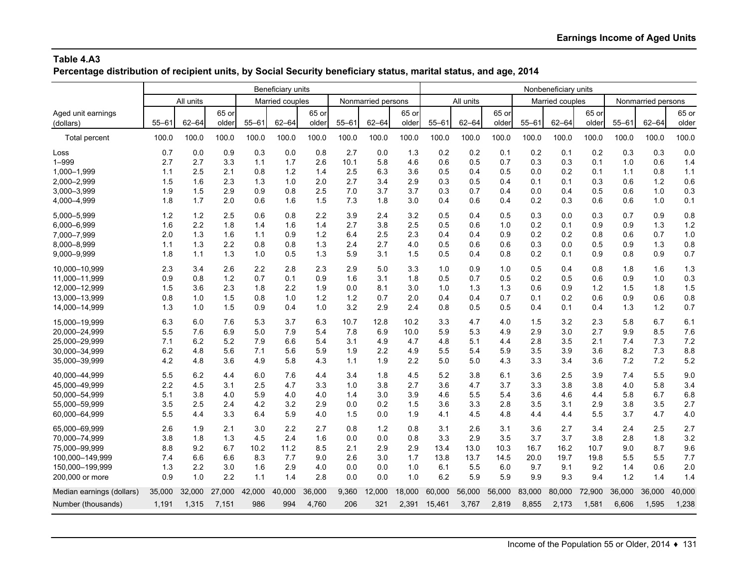**Table 4.A3**
**Percentage distribution of recipient units, by Social Security beneficiary status, marital status, and age, 2014**

| Aged unit earnings (dollars) | Beneficiary units | | | | | | | | | Nonbeneficiary units | | | | | | | | |
|---|---|---|---|---|---|---|---|---|---|---|---|---|---|---|---|---|---|---|
| | All units | | | Married couples | | | Nonmarried persons | | | All units | | | Married couples | | | Nonmarried persons | | |
| | 55–61 | 62–64 | 65 or older | 55–61 | 62–64 | 65 or older | 55–61 | 62–64 | 65 or older | 55–61 | 62–64 | 65 or older | 55–61 | 62–64 | 65 or older | 55–61 | 62–64 | 65 or older |
| Total percent | 100.0 | 100.0 | 100.0 | 100.0 | 100.0 | 100.0 | 100.0 | 100.0 | 100.0 | 100.0 | 100.0 | 100.0 | 100.0 | 100.0 | 100.0 | 100.0 | 100.0 | 100.0 |
| Loss | 0.7 | 0.0 | 0.9 | 0.3 | 0.0 | 0.8 | 2.7 | 0.0 | 1.3 | 0.2 | 0.2 | 0.1 | 0.2 | 0.1 | 0.2 | 0.3 | 0.3 | 0.0 |
| 1–999 | 2.7 | 2.7 | 3.3 | 1.1 | 1.7 | 2.6 | 10.1 | 5.8 | 4.6 | 0.6 | 0.5 | 0.7 | 0.3 | 0.3 | 0.1 | 1.0 | 0.6 | 1.4 |
| 1,000–1,999 | 1.1 | 2.5 | 2.1 | 0.8 | 1.2 | 1.4 | 2.5 | 6.3 | 3.6 | 0.5 | 0.4 | 0.5 | 0.0 | 0.2 | 0.1 | 1.1 | 0.8 | 1.1 |
| 2,000–2,999 | 1.5 | 1.6 | 2.3 | 1.3 | 1.0 | 2.0 | 2.7 | 3.4 | 2.9 | 0.3 | 0.5 | 0.4 | 0.1 | 0.1 | 0.3 | 0.6 | 1.2 | 0.6 |
| 3,000–3,999 | 1.9 | 1.5 | 2.9 | 0.9 | 0.8 | 2.5 | 7.0 | 3.7 | 3.7 | 0.3 | 0.7 | 0.4 | 0.0 | 0.4 | 0.5 | 0.6 | 1.0 | 0.3 |
| 4,000–4,999 | 1.8 | 1.7 | 2.0 | 0.6 | 1.6 | 1.5 | 7.3 | 1.8 | 3.0 | 0.4 | 0.6 | 0.4 | 0.2 | 0.3 | 0.6 | 0.6 | 1.0 | 0.1 |
| 5,000–5,999 | 1.2 | 1.2 | 2.5 | 0.6 | 0.8 | 2.2 | 3.9 | 2.4 | 3.2 | 0.5 | 0.4 | 0.5 | 0.3 | 0.0 | 0.3 | 0.7 | 0.9 | 0.8 |
| 6,000–6,999 | 1.6 | 2.2 | 1.8 | 1.4 | 1.6 | 1.4 | 2.7 | 3.8 | 2.5 | 0.5 | 0.6 | 1.0 | 0.2 | 0.1 | 0.9 | 0.9 | 1.3 | 1.2 |
| 7,000–7,999 | 2.0 | 1.3 | 1.6 | 1.1 | 0.9 | 1.2 | 6.4 | 2.5 | 2.3 | 0.4 | 0.4 | 0.9 | 0.2 | 0.2 | 0.8 | 0.6 | 0.7 | 1.0 |
| 8,000–8,999 | 1.1 | 1.3 | 2.2 | 0.8 | 0.8 | 1.3 | 2.4 | 2.7 | 4.0 | 0.5 | 0.6 | 0.6 | 0.3 | 0.0 | 0.5 | 0.9 | 1.3 | 0.8 |
| 9,000–9,999 | 1.8 | 1.1 | 1.3 | 1.0 | 0.5 | 1.3 | 5.9 | 3.1 | 1.5 | 0.5 | 0.4 | 0.8 | 0.2 | 0.1 | 0.9 | 0.8 | 0.9 | 0.7 |
| 10,000–10,999 | 2.3 | 3.4 | 2.6 | 2.2 | 2.8 | 2.3 | 2.9 | 5.0 | 3.3 | 1.0 | 0.9 | 1.0 | 0.5 | 0.4 | 0.8 | 1.8 | 1.6 | 1.3 |
| 11,000–11,999 | 0.9 | 0.8 | 1.2 | 0.7 | 0.1 | 0.9 | 1.6 | 3.1 | 1.8 | 0.5 | 0.7 | 0.5 | 0.2 | 0.5 | 0.6 | 0.9 | 1.0 | 0.3 |
| 12,000–12,999 | 1.5 | 3.6 | 2.3 | 1.8 | 2.2 | 1.9 | 0.0 | 8.1 | 3.0 | 1.0 | 1.3 | 1.3 | 0.6 | 0.9 | 1.2 | 1.5 | 1.8 | 1.5 |
| 13,000–13,999 | 0.8 | 1.0 | 1.5 | 0.8 | 1.0 | 1.2 | 1.2 | 0.7 | 2.0 | 0.4 | 0.4 | 0.7 | 0.1 | 0.2 | 0.6 | 0.9 | 0.6 | 0.8 |
| 14,000–14,999 | 1.3 | 1.0 | 1.5 | 0.9 | 0.4 | 1.0 | 3.2 | 2.9 | 2.4 | 0.8 | 0.5 | 0.5 | 0.4 | 0.1 | 0.4 | 1.3 | 1.2 | 0.7 |
| 15,000–19,999 | 6.3 | 6.0 | 7.6 | 5.3 | 3.7 | 6.3 | 10.7 | 12.8 | 10.2 | 3.3 | 4.7 | 4.0 | 1.5 | 3.2 | 2.3 | 5.8 | 6.7 | 6.1 |
| 20,000–24,999 | 5.5 | 7.6 | 6.9 | 5.0 | 7.9 | 5.4 | 7.8 | 6.9 | 10.0 | 5.9 | 5.3 | 4.9 | 2.9 | 3.0 | 2.7 | 9.9 | 8.5 | 7.6 |
| 25,000–29,999 | 7.1 | 6.2 | 5.2 | 7.9 | 6.6 | 5.4 | 3.1 | 4.9 | 4.7 | 4.8 | 5.1 | 4.4 | 2.8 | 3.5 | 2.1 | 7.4 | 7.3 | 7.2 |
| 30,000–34,999 | 6.2 | 4.8 | 5.6 | 7.1 | 5.6 | 5.9 | 1.9 | 2.2 | 4.9 | 5.5 | 5.4 | 5.9 | 3.5 | 3.9 | 3.6 | 8.2 | 7.3 | 8.8 |
| 35,000–39,999 | 4.2 | 4.8 | 3.6 | 4.9 | 5.8 | 4.3 | 1.1 | 1.9 | 2.2 | 5.0 | 5.0 | 4.3 | 3.3 | 3.4 | 3.6 | 7.2 | 7.2 | 5.2 |
| 40,000–44,999 | 5.5 | 6.2 | 4.4 | 6.0 | 7.6 | 4.4 | 3.4 | 1.8 | 4.5 | 5.2 | 3.8 | 6.1 | 3.6 | 2.5 | 3.9 | 7.4 | 5.5 | 9.0 |
| 45,000–49,999 | 2.2 | 4.5 | 3.1 | 2.5 | 4.7 | 3.3 | 1.0 | 3.8 | 2.7 | 3.6 | 4.7 | 3.7 | 3.3 | 3.8 | 3.8 | 4.0 | 5.8 | 3.4 |
| 50,000–54,999 | 5.1 | 3.8 | 4.0 | 5.9 | 4.0 | 4.0 | 1.4 | 3.0 | 3.9 | 4.6 | 5.5 | 5.4 | 3.6 | 4.6 | 4.4 | 5.8 | 6.7 | 6.8 |
| 55,000–59,999 | 3.5 | 2.5 | 2.4 | 4.2 | 3.2 | 2.9 | 0.0 | 0.2 | 1.5 | 3.6 | 3.3 | 2.8 | 3.5 | 3.1 | 2.9 | 3.8 | 3.5 | 2.7 |
| 60,000–64,999 | 5.5 | 4.4 | 3.3 | 6.4 | 5.9 | 4.0 | 1.5 | 0.0 | 1.9 | 4.1 | 4.5 | 4.8 | 4.4 | 4.4 | 5.5 | 3.7 | 4.7 | 4.0 |
| 65,000–69,999 | 2.6 | 1.9 | 2.1 | 3.0 | 2.2 | 2.7 | 0.8 | 1.2 | 0.8 | 3.1 | 2.6 | 3.1 | 3.6 | 2.7 | 3.4 | 2.4 | 2.5 | 2.7 |
| 70,000–74,999 | 3.8 | 1.8 | 1.3 | 4.5 | 2.4 | 1.6 | 0.0 | 0.0 | 0.8 | 3.3 | 2.9 | 3.5 | 3.7 | 3.7 | 3.8 | 2.8 | 1.8 | 3.2 |
| 75,000–99,999 | 8.8 | 9.2 | 6.7 | 10.2 | 11.2 | 8.5 | 2.1 | 2.9 | 2.9 | 13.4 | 13.0 | 10.3 | 16.7 | 16.2 | 10.7 | 9.0 | 8.7 | 9.6 |
| 100,000–149,999 | 7.4 | 6.6 | 6.6 | 8.3 | 7.7 | 9.0 | 2.6 | 3.0 | 1.7 | 13.8 | 13.7 | 14.5 | 20.0 | 19.7 | 19.8 | 5.5 | 5.5 | 7.7 |
| 150,000–199,999 | 1.3 | 2.2 | 3.0 | 1.6 | 2.9 | 4.0 | 0.0 | 0.0 | 1.0 | 6.1 | 5.5 | 6.0 | 9.7 | 9.1 | 9.2 | 1.4 | 0.6 | 2.0 |
| 200,000 or more | 0.9 | 1.0 | 2.2 | 1.1 | 1.4 | 2.8 | 0.0 | 0.0 | 1.0 | 6.2 | 5.9 | 5.9 | 9.9 | 9.3 | 9.4 | 1.2 | 1.4 | 1.4 |
| Median earnings (dollars) | 35,000 | 32,000 | 27,000 | 42,000 | 40,000 | 36,000 | 9,360 | 12,000 | 18,000 | 60,000 | 56,000 | 56,000 | 83,000 | 80,000 | 72,900 | 36,000 | 36,000 | 40,000 |
| Number (thousands) | 1,191 | 1,315 | 7,151 | 986 | 994 | 4,760 | 206 | 321 | 2,391 | 15,461 | 3,767 | 2,819 | 8,855 | 2,173 | 1,581 | 6,606 | 1,595 | 1,238 |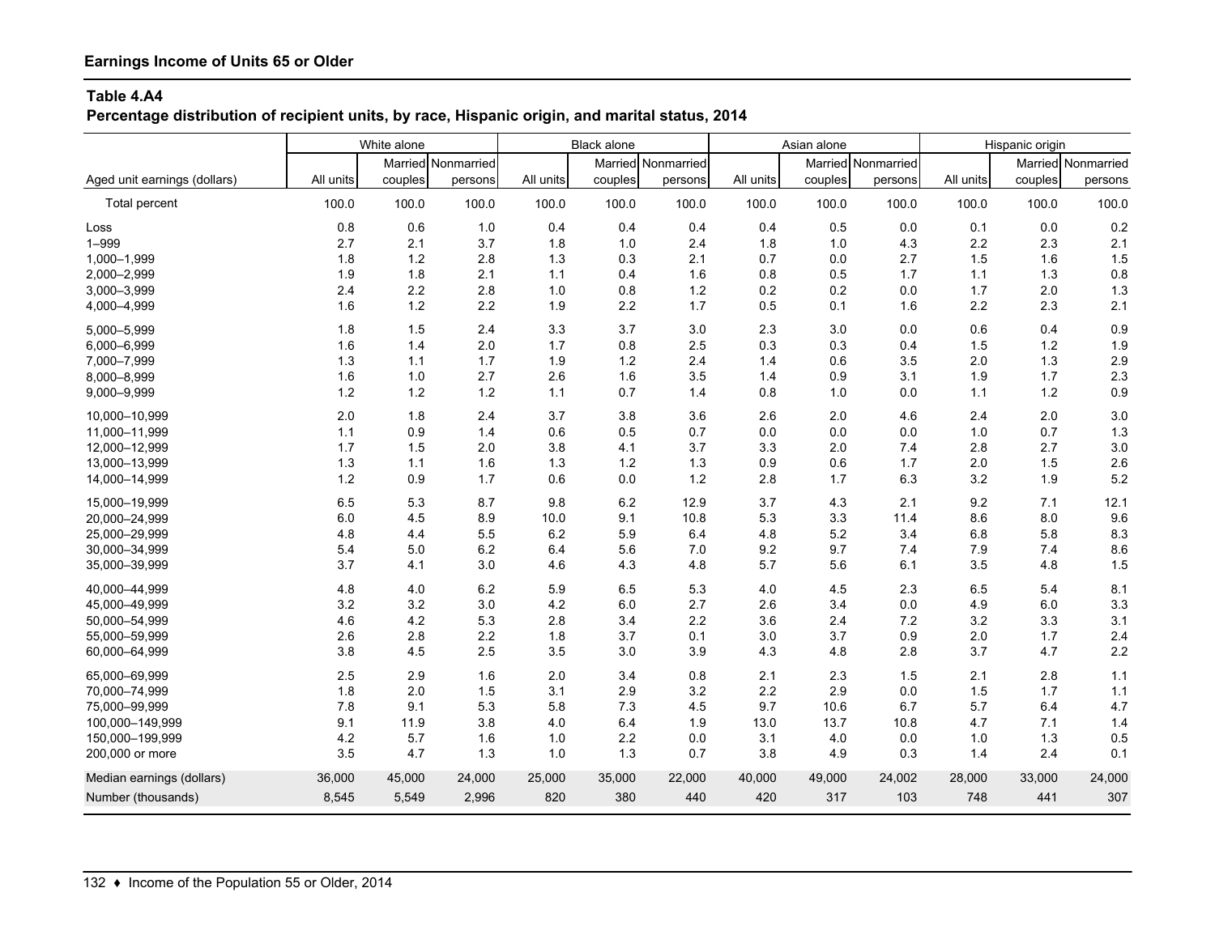## Earnings Income of Units 65 or Older

**Table 4.A4**
**Percentage distribution of recipient units, by race, Hispanic origin, and marital status, 2014**

| | White alone | | | Black alone | | | Asian alone | | | Hispanic origin | | |
|---|---|---|---|---|---|---|---|---|---|---|---|---|
| Aged unit earnings (dollars) | All units | Married couples | Nonmarried persons | All units | Married couples | Nonmarried persons | All units | Married couples | Nonmarried persons | All units | Married couples | Nonmarried persons |
| Total percent | 100.0 | 100.0 | 100.0 | 100.0 | 100.0 | 100.0 | 100.0 | 100.0 | 100.0 | 100.0 | 100.0 | 100.0 |
| Loss | 0.8 | 0.6 | 1.0 | 0.4 | 0.4 | 0.4 | 0.4 | 0.5 | 0.0 | 0.1 | 0.0 | 0.2 |
| 1–999 | 2.7 | 2.1 | 3.7 | 1.8 | 1.0 | 2.4 | 1.8 | 1.0 | 4.3 | 2.2 | 2.3 | 2.1 |
| 1,000–1,999 | 1.8 | 1.2 | 2.8 | 1.3 | 0.3 | 2.1 | 0.7 | 0.0 | 2.7 | 1.5 | 1.6 | 1.5 |
| 2,000–2,999 | 1.9 | 1.8 | 2.1 | 1.1 | 0.4 | 1.6 | 0.8 | 0.5 | 1.7 | 1.1 | 1.3 | 0.8 |
| 3,000–3,999 | 2.4 | 2.2 | 2.8 | 1.0 | 0.8 | 1.2 | 0.2 | 0.2 | 0.0 | 1.7 | 2.0 | 1.3 |
| 4,000–4,999 | 1.6 | 1.2 | 2.2 | 1.9 | 2.2 | 1.7 | 0.5 | 0.1 | 1.6 | 2.2 | 2.3 | 2.1 |
| 5,000–5,999 | 1.8 | 1.5 | 2.4 | 3.3 | 3.7 | 3.0 | 2.3 | 3.0 | 0.0 | 0.6 | 0.4 | 0.9 |
| 6,000–6,999 | 1.6 | 1.4 | 2.0 | 1.7 | 0.8 | 2.5 | 0.3 | 0.3 | 0.4 | 1.5 | 1.2 | 1.9 |
| 7,000–7,999 | 1.3 | 1.1 | 1.7 | 1.9 | 1.2 | 2.4 | 1.4 | 0.6 | 3.5 | 2.0 | 1.3 | 2.9 |
| 8,000–8,999 | 1.6 | 1.0 | 2.7 | 2.6 | 1.6 | 3.5 | 1.4 | 0.9 | 3.1 | 1.9 | 1.7 | 2.3 |
| 9,000–9,999 | 1.2 | 1.2 | 1.2 | 1.1 | 0.7 | 1.4 | 0.8 | 1.0 | 0.0 | 1.1 | 1.2 | 0.9 |
| 10,000–10,999 | 2.0 | 1.8 | 2.4 | 3.7 | 3.8 | 3.6 | 2.6 | 2.0 | 4.6 | 2.4 | 2.0 | 3.0 |
| 11,000–11,999 | 1.1 | 0.9 | 1.4 | 0.6 | 0.5 | 0.7 | 0.0 | 0.0 | 0.0 | 1.0 | 0.7 | 1.3 |
| 12,000–12,999 | 1.7 | 1.5 | 2.0 | 3.8 | 4.1 | 3.7 | 3.3 | 2.0 | 7.4 | 2.8 | 2.7 | 3.0 |
| 13,000–13,999 | 1.3 | 1.1 | 1.6 | 1.3 | 1.2 | 1.3 | 0.9 | 0.6 | 1.7 | 2.0 | 1.5 | 2.6 |
| 14,000–14,999 | 1.2 | 0.9 | 1.7 | 0.6 | 0.0 | 1.2 | 2.8 | 1.7 | 6.3 | 3.2 | 1.9 | 5.2 |
| 15,000–19,999 | 6.5 | 5.3 | 8.7 | 9.8 | 6.2 | 12.9 | 3.7 | 4.3 | 2.1 | 9.2 | 7.1 | 12.1 |
| 20,000–24,999 | 6.0 | 4.5 | 8.9 | 10.0 | 9.1 | 10.8 | 5.3 | 3.3 | 11.4 | 8.6 | 8.0 | 9.6 |
| 25,000–29,999 | 4.8 | 4.4 | 5.5 | 6.2 | 5.9 | 6.4 | 4.8 | 5.2 | 3.4 | 6.8 | 5.8 | 8.3 |
| 30,000–34,999 | 5.4 | 5.0 | 6.2 | 6.4 | 5.6 | 7.0 | 9.2 | 9.7 | 7.4 | 7.9 | 7.4 | 8.6 |
| 35,000–39,999 | 3.7 | 4.1 | 3.0 | 4.6 | 4.3 | 4.8 | 5.7 | 5.6 | 6.1 | 3.5 | 4.8 | 1.5 |
| 40,000–44,999 | 4.8 | 4.0 | 6.2 | 5.9 | 6.5 | 5.3 | 4.0 | 4.5 | 2.3 | 6.5 | 5.4 | 8.1 |
| 45,000–49,999 | 3.2 | 3.2 | 3.0 | 4.2 | 6.0 | 2.7 | 2.6 | 3.4 | 0.0 | 4.9 | 6.0 | 3.3 |
| 50,000–54,999 | 4.6 | 4.2 | 5.3 | 2.8 | 3.4 | 2.2 | 3.6 | 2.4 | 7.2 | 3.2 | 3.3 | 3.1 |
| 55,000–59,999 | 2.6 | 2.8 | 2.2 | 1.8 | 3.7 | 0.1 | 3.0 | 3.7 | 0.9 | 2.0 | 1.7 | 2.4 |
| 60,000–64,999 | 3.8 | 4.5 | 2.5 | 3.5 | 3.0 | 3.9 | 4.3 | 4.8 | 2.8 | 3.7 | 4.7 | 2.2 |
| 65,000–69,999 | 2.5 | 2.9 | 1.6 | 2.0 | 3.4 | 0.8 | 2.1 | 2.3 | 1.5 | 2.1 | 2.8 | 1.1 |
| 70,000–74,999 | 1.8 | 2.0 | 1.5 | 3.1 | 2.9 | 3.2 | 2.2 | 2.9 | 0.0 | 1.5 | 1.7 | 1.1 |
| 75,000–99,999 | 7.8 | 9.1 | 5.3 | 5.8 | 7.3 | 4.5 | 9.7 | 10.6 | 6.7 | 5.7 | 6.4 | 4.7 |
| 100,000–149,999 | 9.1 | 11.9 | 3.8 | 4.0 | 6.4 | 1.9 | 13.0 | 13.7 | 10.8 | 4.7 | 7.1 | 1.4 |
| 150,000–199,999 | 4.2 | 5.7 | 1.6 | 1.0 | 2.2 | 0.0 | 3.1 | 4.0 | 0.0 | 1.0 | 1.3 | 0.5 |
| 200,000 or more | 3.5 | 4.7 | 1.3 | 1.0 | 1.3 | 0.7 | 3.8 | 4.9 | 0.3 | 1.4 | 2.4 | 0.1 |
| Median earnings (dollars) | 36,000 | 45,000 | 24,000 | 25,000 | 35,000 | 22,000 | 40,000 | 49,000 | 24,002 | 28,000 | 33,000 | 24,000 |
| Number (thousands) | 8,545 | 5,549 | 2,996 | 820 | 380 | 440 | 420 | 317 | 103 | 748 | 441 | 307 |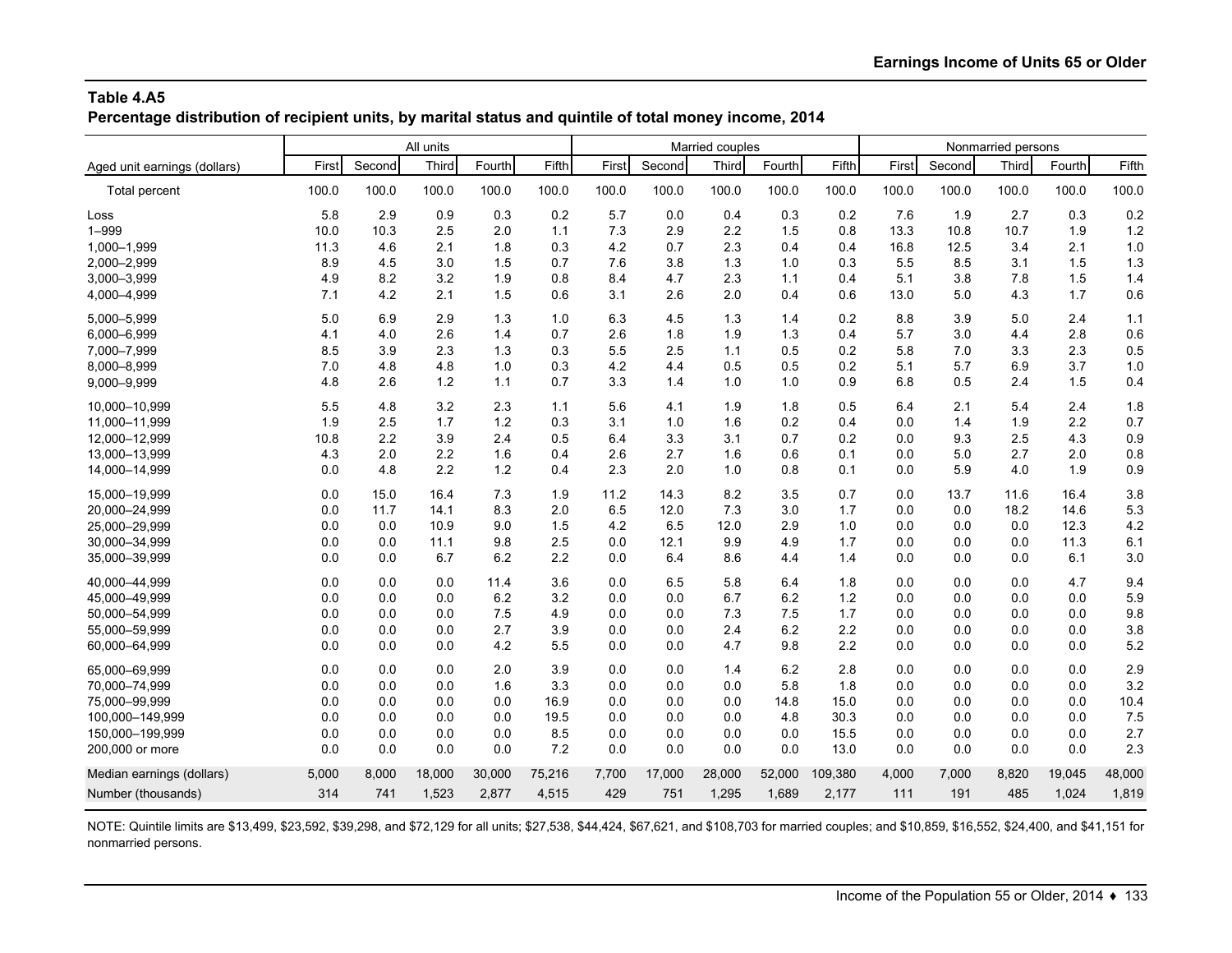## Table 4.A5

**Percentage distribution of recipient units, by marital status and quintile of total money income, 2014**

| Aged unit earnings (dollars) | All units | | | | | Married couples | | | | | Nonmarried persons | | | | |
|---|---|---|---|---|---|---|---|---|---|---|---|---|---|---|---|
| | First | Second | Third | Fourth | Fifth | First | Second | Third | Fourth | Fifth | First | Second | Third | Fourth | Fifth |
| Total percent | 100.0 | 100.0 | 100.0 | 100.0 | 100.0 | 100.0 | 100.0 | 100.0 | 100.0 | 100.0 | 100.0 | 100.0 | 100.0 | 100.0 | 100.0 |
| Loss | 5.8 | 2.9 | 0.9 | 0.3 | 0.2 | 5.7 | 0.0 | 0.4 | 0.3 | 0.2 | 7.6 | 1.9 | 2.7 | 0.3 | 0.2 |
| 1–999 | 10.0 | 10.3 | 2.5 | 2.0 | 1.1 | 7.3 | 2.9 | 2.2 | 1.5 | 0.8 | 13.3 | 10.8 | 10.7 | 1.9 | 1.2 |
| 1,000–1,999 | 11.3 | 4.6 | 2.1 | 1.8 | 0.3 | 4.2 | 0.7 | 2.3 | 0.4 | 0.4 | 16.8 | 12.5 | 3.4 | 2.1 | 1.0 |
| 2,000–2,999 | 8.9 | 4.5 | 3.0 | 1.5 | 0.7 | 7.6 | 3.8 | 1.3 | 1.0 | 0.3 | 5.5 | 8.5 | 3.1 | 1.5 | 1.3 |
| 3,000–3,999 | 4.9 | 8.2 | 3.2 | 1.9 | 0.8 | 8.4 | 4.7 | 2.3 | 1.1 | 0.4 | 5.1 | 3.8 | 7.8 | 1.5 | 1.4 |
| 4,000–4,999 | 7.1 | 4.2 | 2.1 | 1.5 | 0.6 | 3.1 | 2.6 | 2.0 | 0.4 | 0.6 | 13.0 | 5.0 | 4.3 | 1.7 | 0.6 |
| 5,000–5,999 | 5.0 | 6.9 | 2.9 | 1.3 | 1.0 | 6.3 | 4.5 | 1.3 | 1.4 | 0.2 | 8.8 | 3.9 | 5.0 | 2.4 | 1.1 |
| 6,000–6,999 | 4.1 | 4.0 | 2.6 | 1.4 | 0.7 | 2.6 | 1.8 | 1.9 | 1.3 | 0.4 | 5.7 | 3.0 | 4.4 | 2.8 | 0.6 |
| 7,000–7,999 | 8.5 | 3.9 | 2.3 | 1.3 | 0.3 | 5.5 | 2.5 | 1.1 | 0.5 | 0.2 | 5.8 | 7.0 | 3.3 | 2.3 | 0.5 |
| 8,000–8,999 | 7.0 | 4.8 | 4.8 | 1.0 | 0.3 | 4.2 | 4.4 | 0.5 | 0.5 | 0.2 | 5.1 | 5.7 | 6.9 | 3.7 | 1.0 |
| 9,000–9,999 | 4.8 | 2.6 | 1.2 | 1.1 | 0.7 | 3.3 | 1.4 | 1.0 | 1.0 | 0.9 | 6.8 | 0.5 | 2.4 | 1.5 | 0.4 |
| 10,000–10,999 | 5.5 | 4.8 | 3.2 | 2.3 | 1.1 | 5.6 | 4.1 | 1.9 | 1.8 | 0.5 | 6.4 | 2.1 | 5.4 | 2.4 | 1.8 |
| 11,000–11,999 | 1.9 | 2.5 | 1.7 | 1.2 | 0.3 | 3.1 | 1.0 | 1.6 | 0.2 | 0.4 | 0.0 | 1.4 | 1.9 | 2.2 | 0.7 |
| 12,000–12,999 | 10.8 | 2.2 | 3.9 | 2.4 | 0.5 | 6.4 | 3.3 | 3.1 | 0.7 | 0.2 | 0.0 | 9.3 | 2.5 | 4.3 | 0.9 |
| 13,000–13,999 | 4.3 | 2.0 | 2.2 | 1.6 | 0.4 | 2.6 | 2.7 | 1.6 | 0.6 | 0.1 | 0.0 | 5.0 | 2.7 | 2.0 | 0.8 |
| 14,000–14,999 | 0.0 | 4.8 | 2.2 | 1.2 | 0.4 | 2.3 | 2.0 | 1.0 | 0.8 | 0.1 | 0.0 | 5.9 | 4.0 | 1.9 | 0.9 |
| 15,000–19,999 | 0.0 | 15.0 | 16.4 | 7.3 | 1.9 | 11.2 | 14.3 | 8.2 | 3.5 | 0.7 | 0.0 | 13.7 | 11.6 | 16.4 | 3.8 |
| 20,000–24,999 | 0.0 | 11.7 | 14.1 | 8.3 | 2.0 | 6.5 | 12.0 | 7.3 | 3.0 | 1.7 | 0.0 | 0.0 | 18.2 | 14.6 | 5.3 |
| 25,000–29,999 | 0.0 | 0.0 | 10.9 | 9.0 | 1.5 | 4.2 | 6.5 | 12.0 | 2.9 | 1.0 | 0.0 | 0.0 | 0.0 | 12.3 | 4.2 |
| 30,000–34,999 | 0.0 | 0.0 | 11.1 | 9.8 | 2.5 | 0.0 | 12.1 | 9.9 | 4.9 | 1.7 | 0.0 | 0.0 | 0.0 | 11.3 | 6.1 |
| 35,000–39,999 | 0.0 | 0.0 | 6.7 | 6.2 | 2.2 | 0.0 | 6.4 | 8.6 | 4.4 | 1.4 | 0.0 | 0.0 | 0.0 | 6.1 | 3.0 |
| 40,000–44,999 | 0.0 | 0.0 | 0.0 | 11.4 | 3.6 | 0.0 | 6.5 | 5.8 | 6.4 | 1.8 | 0.0 | 0.0 | 0.0 | 4.7 | 9.4 |
| 45,000–49,999 | 0.0 | 0.0 | 0.0 | 6.2 | 3.2 | 0.0 | 0.0 | 6.7 | 6.2 | 1.2 | 0.0 | 0.0 | 0.0 | 0.0 | 5.9 |
| 50,000–54,999 | 0.0 | 0.0 | 0.0 | 7.5 | 4.9 | 0.0 | 0.0 | 7.3 | 7.5 | 1.7 | 0.0 | 0.0 | 0.0 | 0.0 | 9.8 |
| 55,000–59,999 | 0.0 | 0.0 | 0.0 | 2.7 | 3.9 | 0.0 | 0.0 | 2.4 | 6.2 | 2.2 | 0.0 | 0.0 | 0.0 | 0.0 | 3.8 |
| 60,000–64,999 | 0.0 | 0.0 | 0.0 | 4.2 | 5.5 | 0.0 | 0.0 | 4.7 | 9.8 | 2.2 | 0.0 | 0.0 | 0.0 | 0.0 | 5.2 |
| 65,000–69,999 | 0.0 | 0.0 | 0.0 | 2.0 | 3.9 | 0.0 | 0.0 | 1.4 | 6.2 | 2.8 | 0.0 | 0.0 | 0.0 | 0.0 | 2.9 |
| 70,000–74,999 | 0.0 | 0.0 | 0.0 | 1.6 | 3.3 | 0.0 | 0.0 | 0.0 | 5.8 | 1.8 | 0.0 | 0.0 | 0.0 | 0.0 | 3.2 |
| 75,000–99,999 | 0.0 | 0.0 | 0.0 | 0.0 | 16.9 | 0.0 | 0.0 | 0.0 | 14.8 | 15.0 | 0.0 | 0.0 | 0.0 | 0.0 | 10.4 |
| 100,000–149,999 | 0.0 | 0.0 | 0.0 | 0.0 | 19.5 | 0.0 | 0.0 | 0.0 | 4.8 | 30.3 | 0.0 | 0.0 | 0.0 | 0.0 | 7.5 |
| 150,000–199,999 | 0.0 | 0.0 | 0.0 | 0.0 | 8.5 | 0.0 | 0.0 | 0.0 | 0.0 | 15.5 | 0.0 | 0.0 | 0.0 | 0.0 | 2.7 |
| 200,000 or more | 0.0 | 0.0 | 0.0 | 0.0 | 7.2 | 0.0 | 0.0 | 0.0 | 0.0 | 13.0 | 0.0 | 0.0 | 0.0 | 0.0 | 2.3 |
| Median earnings (dollars) | 5,000 | 8,000 | 18,000 | 30,000 | 75,216 | 7,700 | 17,000 | 28,000 | 52,000 | 109,380 | 4,000 | 7,000 | 8,820 | 19,045 | 48,000 |
| Number (thousands) | 314 | 741 | 1,523 | 2,877 | 4,515 | 429 | 751 | 1,295 | 1,689 | 2,177 | 111 | 191 | 485 | 1,024 | 1,819 |

NOTE: Quintile limits are $13,499, $23,592, $39,298, and $72,129 for all units; $27,538, $44,424, $67,621, and $108,703 for married couples; and $10,859, $16,552, $24,400, and $41,151 for nonmarried persons.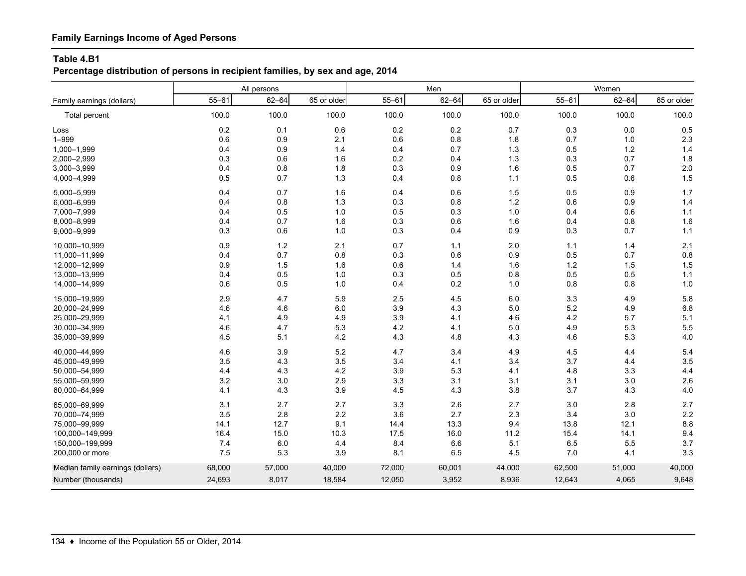## Family Earnings Income of Aged Persons

**Table 4.B1**
**Percentage distribution of persons in recipient families, by sex and age, 2014**

| Family earnings (dollars) | All persons | | | Men | | | Women | | |
|---|---|---|---|---|---|---|---|---|---|
| | 55–61 | 62–64 | 65 or older | 55–61 | 62–64 | 65 or older | 55–61 | 62–64 | 65 or older |
| Total percent | 100.0 | 100.0 | 100.0 | 100.0 | 100.0 | 100.0 | 100.0 | 100.0 | 100.0 |
| Loss | 0.2 | 0.1 | 0.6 | 0.2 | 0.2 | 0.7 | 0.3 | 0.0 | 0.5 |
| 1–999 | 0.6 | 0.9 | 2.1 | 0.6 | 0.8 | 1.8 | 0.7 | 1.0 | 2.3 |
| 1,000–1,999 | 0.4 | 0.9 | 1.4 | 0.4 | 0.7 | 1.3 | 0.5 | 1.2 | 1.4 |
| 2,000–2,999 | 0.3 | 0.6 | 1.6 | 0.2 | 0.4 | 1.3 | 0.3 | 0.7 | 1.8 |
| 3,000–3,999 | 0.4 | 0.8 | 1.8 | 0.3 | 0.9 | 1.6 | 0.5 | 0.7 | 2.0 |
| 4,000–4,999 | 0.5 | 0.7 | 1.3 | 0.4 | 0.8 | 1.1 | 0.5 | 0.6 | 1.5 |
| 5,000–5,999 | 0.4 | 0.7 | 1.6 | 0.4 | 0.6 | 1.5 | 0.5 | 0.9 | 1.7 |
| 6,000–6,999 | 0.4 | 0.8 | 1.3 | 0.3 | 0.8 | 1.2 | 0.6 | 0.9 | 1.4 |
| 7,000–7,999 | 0.4 | 0.5 | 1.0 | 0.5 | 0.3 | 1.0 | 0.4 | 0.6 | 1.1 |
| 8,000–8,999 | 0.4 | 0.7 | 1.6 | 0.3 | 0.6 | 1.6 | 0.4 | 0.8 | 1.6 |
| 9,000–9,999 | 0.3 | 0.6 | 1.0 | 0.3 | 0.4 | 0.9 | 0.3 | 0.7 | 1.1 |
| 10,000–10,999 | 0.9 | 1.2 | 2.1 | 0.7 | 1.1 | 2.0 | 1.1 | 1.4 | 2.1 |
| 11,000–11,999 | 0.4 | 0.7 | 0.8 | 0.3 | 0.6 | 0.9 | 0.5 | 0.7 | 0.8 |
| 12,000–12,999 | 0.9 | 1.5 | 1.6 | 0.6 | 1.4 | 1.6 | 1.2 | 1.5 | 1.5 |
| 13,000–13,999 | 0.4 | 0.5 | 1.0 | 0.3 | 0.5 | 0.8 | 0.5 | 0.5 | 1.1 |
| 14,000–14,999 | 0.6 | 0.5 | 1.0 | 0.4 | 0.2 | 1.0 | 0.8 | 0.8 | 1.0 |
| 15,000–19,999 | 2.9 | 4.7 | 5.9 | 2.5 | 4.5 | 6.0 | 3.3 | 4.9 | 5.8 |
| 20,000–24,999 | 4.6 | 4.6 | 6.0 | 3.9 | 4.3 | 5.0 | 5.2 | 4.9 | 6.8 |
| 25,000–29,999 | 4.1 | 4.9 | 4.9 | 3.9 | 4.1 | 4.6 | 4.2 | 5.7 | 5.1 |
| 30,000–34,999 | 4.6 | 4.7 | 5.3 | 4.2 | 4.1 | 5.0 | 4.9 | 5.3 | 5.5 |
| 35,000–39,999 | 4.5 | 5.1 | 4.2 | 4.3 | 4.8 | 4.3 | 4.6 | 5.3 | 4.0 |
| 40,000–44,999 | 4.6 | 3.9 | 5.2 | 4.7 | 3.4 | 4.9 | 4.5 | 4.4 | 5.4 |
| 45,000–49,999 | 3.5 | 4.3 | 3.5 | 3.4 | 4.1 | 3.4 | 3.7 | 4.4 | 3.5 |
| 50,000–54,999 | 4.4 | 4.3 | 4.2 | 3.9 | 5.3 | 4.1 | 4.8 | 3.3 | 4.4 |
| 55,000–59,999 | 3.2 | 3.0 | 2.9 | 3.3 | 3.1 | 3.1 | 3.1 | 3.0 | 2.6 |
| 60,000–64,999 | 4.1 | 4.3 | 3.9 | 4.5 | 4.3 | 3.8 | 3.7 | 4.3 | 4.0 |
| 65,000–69,999 | 3.1 | 2.7 | 2.7 | 3.3 | 2.6 | 2.7 | 3.0 | 2.8 | 2.7 |
| 70,000–74,999 | 3.5 | 2.8 | 2.2 | 3.6 | 2.7 | 2.3 | 3.4 | 3.0 | 2.2 |
| 75,000–99,999 | 14.1 | 12.7 | 9.1 | 14.4 | 13.3 | 9.4 | 13.8 | 12.1 | 8.8 |
| 100,000–149,999 | 16.4 | 15.0 | 10.3 | 17.5 | 16.0 | 11.2 | 15.4 | 14.1 | 9.4 |
| 150,000–199,999 | 7.4 | 6.0 | 4.4 | 8.4 | 6.6 | 5.1 | 6.5 | 5.5 | 3.7 |
| 200,000 or more | 7.5 | 5.3 | 3.9 | 8.1 | 6.5 | 4.5 | 7.0 | 4.1 | 3.3 |
| Median family earnings (dollars) | 68,000 | 57,000 | 40,000 | 72,000 | 60,001 | 44,000 | 62,500 | 51,000 | 40,000 |
| Number (thousands) | 24,693 | 8,017 | 18,584 | 12,050 | 3,952 | 8,936 | 12,643 | 4,065 | 9,648 |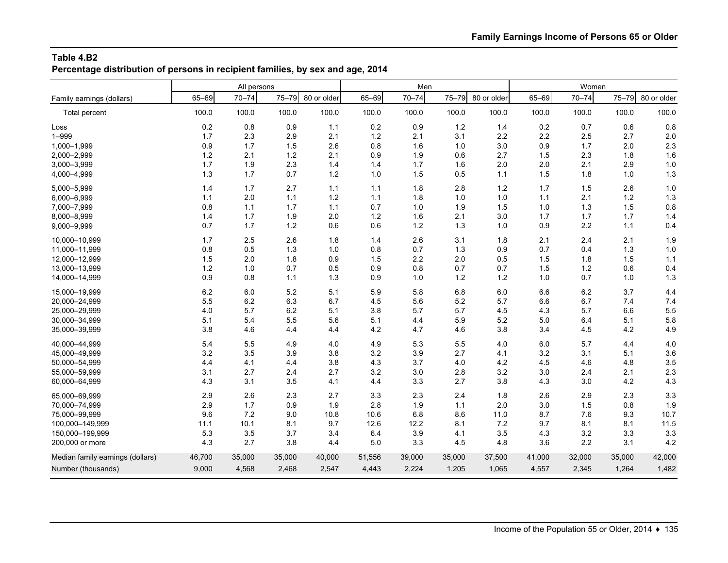**Table 4.B2**
**Percentage distribution of persons in recipient families, by sex and age, 2014**

| Family earnings (dollars) | All persons | | | | Men | | | | Women | | | |
|---|---|---|---|---|---|---|---|---|---|---|---|---|
| | 65–69 | 70–74 | 75–79 | 80 or older | 65–69 | 70–74 | 75–79 | 80 or older | 65–69 | 70–74 | 75–79 | 80 or older |
| Total percent | 100.0 | 100.0 | 100.0 | 100.0 | 100.0 | 100.0 | 100.0 | 100.0 | 100.0 | 100.0 | 100.0 | 100.0 |
| Loss | 0.2 | 0.8 | 0.9 | 1.1 | 0.2 | 0.9 | 1.2 | 1.4 | 0.2 | 0.7 | 0.6 | 0.8 |
| 1–999 | 1.7 | 2.3 | 2.9 | 2.1 | 1.2 | 2.1 | 3.1 | 2.2 | 2.2 | 2.5 | 2.7 | 2.0 |
| 1,000–1,999 | 0.9 | 1.7 | 1.5 | 2.6 | 0.8 | 1.6 | 1.0 | 3.0 | 0.9 | 1.7 | 2.0 | 2.3 |
| 2,000–2,999 | 1.2 | 2.1 | 1.2 | 2.1 | 0.9 | 1.9 | 0.6 | 2.7 | 1.5 | 2.3 | 1.8 | 1.6 |
| 3,000–3,999 | 1.7 | 1.9 | 2.3 | 1.4 | 1.4 | 1.7 | 1.6 | 2.0 | 2.0 | 2.1 | 2.9 | 1.0 |
| 4,000–4,999 | 1.3 | 1.7 | 0.7 | 1.2 | 1.0 | 1.5 | 0.5 | 1.1 | 1.5 | 1.8 | 1.0 | 1.3 |
| 5,000–5,999 | 1.4 | 1.7 | 2.7 | 1.1 | 1.1 | 1.8 | 2.8 | 1.2 | 1.7 | 1.5 | 2.6 | 1.0 |
| 6,000–6,999 | 1.1 | 2.0 | 1.1 | 1.2 | 1.1 | 1.8 | 1.0 | 1.0 | 1.1 | 2.1 | 1.2 | 1.3 |
| 7,000–7,999 | 0.8 | 1.1 | 1.7 | 1.1 | 0.7 | 1.0 | 1.9 | 1.5 | 1.0 | 1.3 | 1.5 | 0.8 |
| 8,000–8,999 | 1.4 | 1.7 | 1.9 | 2.0 | 1.2 | 1.6 | 2.1 | 3.0 | 1.7 | 1.7 | 1.7 | 1.4 |
| 9,000–9,999 | 0.7 | 1.7 | 1.2 | 0.6 | 0.6 | 1.2 | 1.3 | 1.0 | 0.9 | 2.2 | 1.1 | 0.4 |
| 10,000–10,999 | 1.7 | 2.5 | 2.6 | 1.8 | 1.4 | 2.6 | 3.1 | 1.8 | 2.1 | 2.4 | 2.1 | 1.9 |
| 11,000–11,999 | 0.8 | 0.5 | 1.3 | 1.0 | 0.8 | 0.7 | 1.3 | 0.9 | 0.7 | 0.4 | 1.3 | 1.0 |
| 12,000–12,999 | 1.5 | 2.0 | 1.8 | 0.9 | 1.5 | 2.2 | 2.0 | 0.5 | 1.5 | 1.8 | 1.5 | 1.1 |
| 13,000–13,999 | 1.2 | 1.0 | 0.7 | 0.5 | 0.9 | 0.8 | 0.7 | 0.7 | 1.5 | 1.2 | 0.6 | 0.4 |
| 14,000–14,999 | 0.9 | 0.8 | 1.1 | 1.3 | 0.9 | 1.0 | 1.2 | 1.2 | 1.0 | 0.7 | 1.0 | 1.3 |
| 15,000–19,999 | 6.2 | 6.0 | 5.2 | 5.1 | 5.9 | 5.8 | 6.8 | 6.0 | 6.6 | 6.2 | 3.7 | 4.4 |
| 20,000–24,999 | 5.5 | 6.2 | 6.3 | 6.7 | 4.5 | 5.6 | 5.2 | 5.7 | 6.6 | 6.7 | 7.4 | 7.4 |
| 25,000–29,999 | 4.0 | 5.7 | 6.2 | 5.1 | 3.8 | 5.7 | 5.7 | 4.5 | 4.3 | 5.7 | 6.6 | 5.5 |
| 30,000–34,999 | 5.1 | 5.4 | 5.5 | 5.6 | 5.1 | 4.4 | 5.9 | 5.2 | 5.0 | 6.4 | 5.1 | 5.8 |
| 35,000–39,999 | 3.8 | 4.6 | 4.4 | 4.4 | 4.2 | 4.7 | 4.6 | 3.8 | 3.4 | 4.5 | 4.2 | 4.9 |
| 40,000–44,999 | 5.4 | 5.5 | 4.9 | 4.0 | 4.9 | 5.3 | 5.5 | 4.0 | 6.0 | 5.7 | 4.4 | 4.0 |
| 45,000–49,999 | 3.2 | 3.5 | 3.9 | 3.8 | 3.2 | 3.9 | 2.7 | 4.1 | 3.2 | 3.1 | 5.1 | 3.6 |
| 50,000–54,999 | 4.4 | 4.1 | 4.4 | 3.8 | 4.3 | 3.7 | 4.0 | 4.2 | 4.5 | 4.6 | 4.8 | 3.5 |
| 55,000–59,999 | 3.1 | 2.7 | 2.4 | 2.7 | 3.2 | 3.0 | 2.8 | 3.2 | 3.0 | 2.4 | 2.1 | 2.3 |
| 60,000–64,999 | 4.3 | 3.1 | 3.5 | 4.1 | 4.4 | 3.3 | 2.7 | 3.8 | 4.3 | 3.0 | 4.2 | 4.3 |
| 65,000–69,999 | 2.9 | 2.6 | 2.3 | 2.7 | 3.3 | 2.3 | 2.4 | 1.8 | 2.6 | 2.9 | 2.3 | 3.3 |
| 70,000–74,999 | 2.9 | 1.7 | 0.9 | 1.9 | 2.8 | 1.9 | 1.1 | 2.0 | 3.0 | 1.5 | 0.8 | 1.9 |
| 75,000–99,999 | 9.6 | 7.2 | 9.0 | 10.8 | 10.6 | 6.8 | 8.6 | 11.0 | 8.7 | 7.6 | 9.3 | 10.7 |
| 100,000–149,999 | 11.1 | 10.1 | 8.1 | 9.7 | 12.6 | 12.2 | 8.1 | 7.2 | 9.7 | 8.1 | 8.1 | 11.5 |
| 150,000–199,999 | 5.3 | 3.5 | 3.7 | 3.4 | 6.4 | 3.9 | 4.1 | 3.5 | 4.3 | 3.2 | 3.3 | 3.3 |
| 200,000 or more | 4.3 | 2.7 | 3.8 | 4.4 | 5.0 | 3.3 | 4.5 | 4.8 | 3.6 | 2.2 | 3.1 | 4.2 |
| Median family earnings (dollars) | 46,700 | 35,000 | 35,000 | 40,000 | 51,556 | 39,000 | 35,000 | 37,500 | 41,000 | 32,000 | 35,000 | 42,000 |
| Number (thousands) | 9,000 | 4,568 | 2,468 | 2,547 | 4,443 | 2,224 | 1,205 | 1,065 | 4,557 | 2,345 | 1,264 | 1,482 |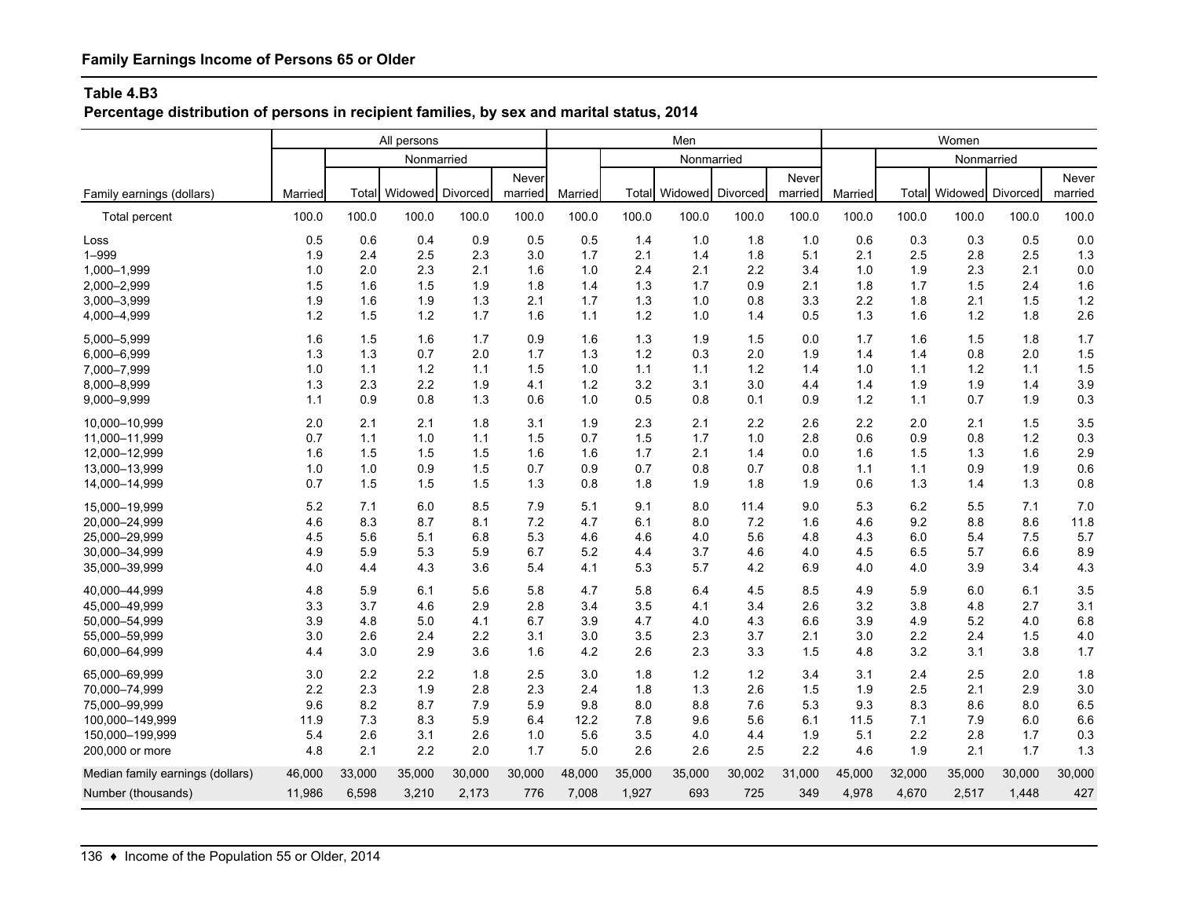**Family Earnings Income of Persons 65 or Older**

**Table 4.B3**

**Percentage distribution of persons in recipient families, by sex and marital status, 2014**

| | All persons | | | | | Men | | | | | Women | | | | |
|---|---|---|---|---|---|---|---|---|---|---|---|---|---|---|---|
| | | Nonmarried | | | | | Nonmarried | | | | | Nonmarried | | | |
| Family earnings (dollars) | Married | Total | Widowed | Divorced | Never married | Married | Total | Widowed | Divorced | Never married | Married | Total | Widowed | Divorced | Never married |
| Total percent | 100.0 | 100.0 | 100.0 | 100.0 | 100.0 | 100.0 | 100.0 | 100.0 | 100.0 | 100.0 | 100.0 | 100.0 | 100.0 | 100.0 | 100.0 |
| Loss | 0.5 | 0.6 | 0.4 | 0.9 | 0.5 | 0.5 | 1.4 | 1.0 | 1.8 | 1.0 | 0.6 | 0.3 | 0.3 | 0.5 | 0.0 |
| 1–999 | 1.9 | 2.4 | 2.5 | 2.3 | 3.0 | 1.7 | 2.1 | 1.4 | 1.8 | 5.1 | 2.1 | 2.5 | 2.8 | 2.5 | 1.3 |
| 1,000–1,999 | 1.0 | 2.0 | 2.3 | 2.1 | 1.6 | 1.0 | 2.4 | 2.1 | 2.2 | 3.4 | 1.0 | 1.9 | 2.3 | 2.1 | 0.0 |
| 2,000–2,999 | 1.5 | 1.6 | 1.5 | 1.9 | 1.8 | 1.4 | 1.3 | 1.7 | 0.9 | 2.1 | 1.8 | 1.7 | 1.5 | 2.4 | 1.6 |
| 3,000–3,999 | 1.9 | 1.6 | 1.9 | 1.3 | 2.1 | 1.7 | 1.3 | 1.0 | 0.8 | 3.3 | 2.2 | 1.8 | 2.1 | 1.5 | 1.2 |
| 4,000–4,999 | 1.2 | 1.5 | 1.2 | 1.7 | 1.6 | 1.1 | 1.2 | 1.0 | 1.4 | 0.5 | 1.3 | 1.6 | 1.2 | 1.8 | 2.6 |
| 5,000–5,999 | 1.6 | 1.5 | 1.6 | 1.7 | 0.9 | 1.6 | 1.3 | 1.9 | 1.5 | 0.0 | 1.7 | 1.6 | 1.5 | 1.8 | 1.7 |
| 6,000–6,999 | 1.3 | 1.3 | 0.7 | 2.0 | 1.7 | 1.3 | 1.2 | 0.3 | 2.0 | 1.9 | 1.4 | 1.4 | 0.8 | 2.0 | 1.5 |
| 7,000–7,999 | 1.0 | 1.1 | 1.2 | 1.1 | 1.5 | 1.0 | 1.1 | 1.1 | 1.2 | 1.4 | 1.0 | 1.1 | 1.2 | 1.1 | 1.5 |
| 8,000–8,999 | 1.3 | 2.3 | 2.2 | 1.9 | 4.1 | 1.2 | 3.2 | 3.1 | 3.0 | 4.4 | 1.4 | 1.9 | 1.9 | 1.4 | 3.9 |
| 9,000–9,999 | 1.1 | 0.9 | 0.8 | 1.3 | 0.6 | 1.0 | 0.5 | 0.8 | 0.1 | 0.9 | 1.2 | 1.1 | 0.7 | 1.9 | 0.3 |
| 10,000–10,999 | 2.0 | 2.1 | 2.1 | 1.8 | 3.1 | 1.9 | 2.3 | 2.1 | 2.2 | 2.6 | 2.2 | 2.0 | 2.1 | 1.5 | 3.5 |
| 11,000–11,999 | 0.7 | 1.1 | 1.0 | 1.1 | 1.5 | 0.7 | 1.5 | 1.7 | 1.0 | 2.8 | 0.6 | 0.9 | 0.8 | 1.2 | 0.3 |
| 12,000–12,999 | 1.6 | 1.5 | 1.5 | 1.5 | 1.6 | 1.6 | 1.7 | 2.1 | 1.4 | 0.0 | 1.6 | 1.5 | 1.3 | 1.6 | 2.9 |
| 13,000–13,999 | 1.0 | 1.0 | 0.9 | 1.5 | 0.7 | 0.9 | 0.7 | 0.8 | 0.7 | 0.8 | 1.1 | 1.1 | 0.9 | 1.9 | 0.6 |
| 14,000–14,999 | 0.7 | 1.5 | 1.5 | 1.5 | 1.3 | 0.8 | 1.8 | 1.9 | 1.8 | 1.9 | 0.6 | 1.3 | 1.4 | 1.3 | 0.8 |
| 15,000–19,999 | 5.2 | 7.1 | 6.0 | 8.5 | 7.9 | 5.1 | 9.1 | 8.0 | 11.4 | 9.0 | 5.3 | 6.2 | 5.5 | 7.1 | 7.0 |
| 20,000–24,999 | 4.6 | 8.3 | 8.7 | 8.1 | 7.2 | 4.7 | 6.1 | 8.0 | 7.2 | 1.6 | 4.6 | 9.2 | 8.8 | 8.6 | 11.8 |
| 25,000–29,999 | 4.5 | 5.6 | 5.1 | 6.8 | 5.3 | 4.6 | 4.6 | 4.0 | 5.6 | 4.8 | 4.3 | 6.0 | 5.4 | 7.5 | 5.7 |
| 30,000–34,999 | 4.9 | 5.9 | 5.3 | 5.9 | 6.7 | 5.2 | 4.4 | 3.7 | 4.6 | 4.0 | 4.5 | 6.5 | 5.7 | 6.6 | 8.9 |
| 35,000–39,999 | 4.0 | 4.4 | 4.3 | 3.6 | 5.4 | 4.1 | 5.3 | 5.7 | 4.2 | 6.9 | 4.0 | 4.0 | 3.9 | 3.4 | 4.3 |
| 40,000–44,999 | 4.8 | 5.9 | 6.1 | 5.6 | 5.8 | 4.7 | 5.8 | 6.4 | 4.5 | 8.5 | 4.9 | 5.9 | 6.0 | 6.1 | 3.5 |
| 45,000–49,999 | 3.3 | 3.7 | 4.6 | 2.9 | 2.8 | 3.4 | 3.5 | 4.1 | 3.4 | 2.6 | 3.2 | 3.8 | 4.8 | 2.7 | 3.1 |
| 50,000–54,999 | 3.9 | 4.8 | 5.0 | 4.1 | 6.7 | 3.9 | 4.7 | 4.0 | 4.3 | 6.6 | 3.9 | 4.9 | 5.2 | 4.0 | 6.8 |
| 55,000–59,999 | 3.0 | 2.6 | 2.4 | 2.2 | 3.1 | 3.0 | 3.5 | 2.3 | 3.7 | 2.1 | 3.0 | 2.2 | 2.4 | 1.5 | 4.0 |
| 60,000–64,999 | 4.4 | 3.0 | 2.9 | 3.6 | 1.6 | 4.2 | 2.6 | 2.3 | 3.3 | 1.5 | 4.8 | 3.2 | 3.1 | 3.8 | 1.7 |
| 65,000–69,999 | 3.0 | 2.2 | 2.2 | 1.8 | 2.5 | 3.0 | 1.8 | 1.2 | 1.2 | 3.4 | 3.1 | 2.4 | 2.5 | 2.0 | 1.8 |
| 70,000–74,999 | 2.2 | 2.3 | 1.9 | 2.8 | 2.3 | 2.4 | 1.8 | 1.3 | 2.6 | 1.5 | 1.9 | 2.5 | 2.1 | 2.9 | 3.0 |
| 75,000–99,999 | 9.6 | 8.2 | 8.7 | 7.9 | 5.9 | 9.8 | 8.0 | 8.8 | 7.6 | 5.3 | 9.3 | 8.3 | 8.6 | 8.0 | 6.5 |
| 100,000–149,999 | 11.9 | 7.3 | 8.3 | 5.9 | 6.4 | 12.2 | 7.8 | 9.6 | 5.6 | 6.1 | 11.5 | 7.1 | 7.9 | 6.0 | 6.6 |
| 150,000–199,999 | 5.4 | 2.6 | 3.1 | 2.6 | 1.0 | 5.6 | 3.5 | 4.0 | 4.4 | 1.9 | 5.1 | 2.2 | 2.8 | 1.7 | 0.3 |
| 200,000 or more | 4.8 | 2.1 | 2.2 | 2.0 | 1.7 | 5.0 | 2.6 | 2.6 | 2.5 | 2.2 | 4.6 | 1.9 | 2.1 | 1.7 | 1.3 |
| Median family earnings (dollars) | 46,000 | 33,000 | 35,000 | 30,000 | 30,000 | 48,000 | 35,000 | 35,000 | 30,002 | 31,000 | 45,000 | 32,000 | 35,000 | 30,000 | 30,000 |
| Number (thousands) | 11,986 | 6,598 | 3,210 | 2,173 | 776 | 7,008 | 1,927 | 693 | 725 | 349 | 4,978 | 4,670 | 2,517 | 1,448 | 427 |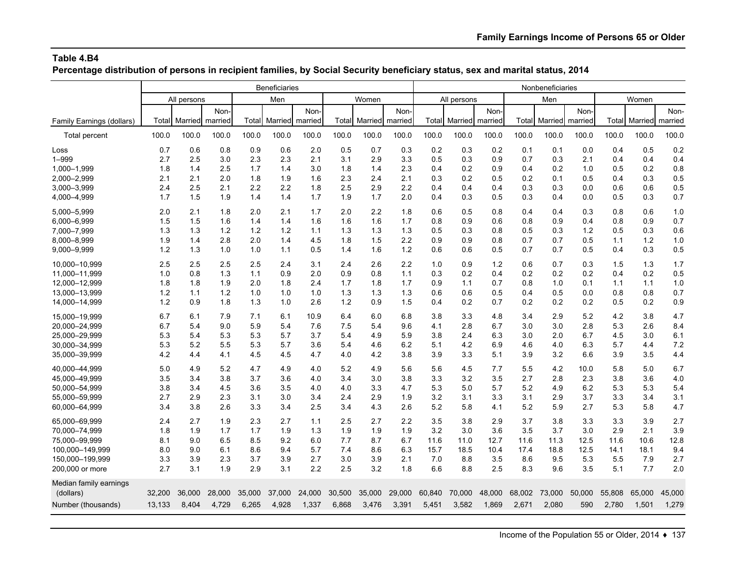## Table 4.B4

**Percentage distribution of persons in recipient families, by Social Security beneficiary status, sex and marital status, 2014**

| Family Earnings (dollars) | Beneficiaries | | | | | | | | | Nonbeneficiaries | | | | | | | | |
|---|---|---|---|---|---|---|---|---|---|---|---|---|---|---|---|---|---|---|
| | All persons | | | Men | | | Women | | | All persons | | | Men | | | Women | | |
| | Total | Married | Non-married | Total | Married | Non-married | Total | Married | Non-married | Total | Married | Non-married | Total | Married | Non-married | Total | Married | Non-married |
| Total percent | 100.0 | 100.0 | 100.0 | 100.0 | 100.0 | 100.0 | 100.0 | 100.0 | 100.0 | 100.0 | 100.0 | 100.0 | 100.0 | 100.0 | 100.0 | 100.0 | 100.0 | 100.0 |
| Loss | 0.7 | 0.6 | 0.8 | 0.9 | 0.6 | 2.0 | 0.5 | 0.7 | 0.3 | 0.2 | 0.3 | 0.2 | 0.1 | 0.1 | 0.0 | 0.4 | 0.5 | 0.2 |
| 1–999 | 2.7 | 2.5 | 3.0 | 2.3 | 2.3 | 2.1 | 3.1 | 2.9 | 3.3 | 0.5 | 0.3 | 0.9 | 0.7 | 0.3 | 2.1 | 0.4 | 0.4 | 0.4 |
| 1,000–1,999 | 1.8 | 1.4 | 2.5 | 1.7 | 1.4 | 3.0 | 1.8 | 1.4 | 2.3 | 0.4 | 0.2 | 0.9 | 0.4 | 0.2 | 1.0 | 0.5 | 0.2 | 0.8 |
| 2,000–2,999 | 2.1 | 2.1 | 2.0 | 1.8 | 1.9 | 1.6 | 2.3 | 2.4 | 2.1 | 0.3 | 0.2 | 0.5 | 0.2 | 0.1 | 0.5 | 0.4 | 0.3 | 0.5 |
| 3,000–3,999 | 2.4 | 2.5 | 2.1 | 2.2 | 2.2 | 1.8 | 2.5 | 2.9 | 2.2 | 0.4 | 0.4 | 0.4 | 0.3 | 0.3 | 0.0 | 0.6 | 0.6 | 0.5 |
| 4,000–4,999 | 1.7 | 1.5 | 1.9 | 1.4 | 1.4 | 1.7 | 1.9 | 1.7 | 2.0 | 0.4 | 0.3 | 0.5 | 0.3 | 0.4 | 0.0 | 0.5 | 0.3 | 0.7 |
| 5,000–5,999 | 2.0 | 2.1 | 1.8 | 2.0 | 2.1 | 1.7 | 2.0 | 2.2 | 1.8 | 0.6 | 0.5 | 0.8 | 0.4 | 0.4 | 0.3 | 0.8 | 0.6 | 1.0 |
| 6,000–6,999 | 1.5 | 1.5 | 1.6 | 1.4 | 1.4 | 1.6 | 1.6 | 1.6 | 1.7 | 0.8 | 0.9 | 0.6 | 0.8 | 0.9 | 0.4 | 0.8 | 0.9 | 0.7 |
| 7,000–7,999 | 1.3 | 1.3 | 1.2 | 1.2 | 1.2 | 1.1 | 1.3 | 1.3 | 1.3 | 0.5 | 0.3 | 0.8 | 0.5 | 0.3 | 1.2 | 0.5 | 0.3 | 0.6 |
| 8,000–8,999 | 1.9 | 1.4 | 2.8 | 2.0 | 1.4 | 4.5 | 1.8 | 1.5 | 2.2 | 0.9 | 0.9 | 0.8 | 0.7 | 0.7 | 0.5 | 1.1 | 1.2 | 1.0 |
| 9,000–9,999 | 1.2 | 1.3 | 1.0 | 1.0 | 1.1 | 0.5 | 1.4 | 1.6 | 1.2 | 0.6 | 0.6 | 0.5 | 0.7 | 0.7 | 0.5 | 0.4 | 0.3 | 0.5 |
| 10,000–10,999 | 2.5 | 2.5 | 2.5 | 2.5 | 2.4 | 3.1 | 2.4 | 2.6 | 2.2 | 1.0 | 0.9 | 1.2 | 0.6 | 0.7 | 0.3 | 1.5 | 1.3 | 1.7 |
| 11,000–11,999 | 1.0 | 0.8 | 1.3 | 1.1 | 0.9 | 2.0 | 0.9 | 0.8 | 1.1 | 0.3 | 0.2 | 0.4 | 0.2 | 0.2 | 0.2 | 0.4 | 0.2 | 0.5 |
| 12,000–12,999 | 1.8 | 1.8 | 1.9 | 2.0 | 1.8 | 2.4 | 1.7 | 1.8 | 1.7 | 0.9 | 1.1 | 0.7 | 0.8 | 1.0 | 0.1 | 1.1 | 1.1 | 1.0 |
| 13,000–13,999 | 1.2 | 1.1 | 1.2 | 1.0 | 1.0 | 1.0 | 1.3 | 1.3 | 1.3 | 0.6 | 0.6 | 0.5 | 0.4 | 0.5 | 0.0 | 0.8 | 0.8 | 0.7 |
| 14,000–14,999 | 1.2 | 0.9 | 1.8 | 1.3 | 1.0 | 2.6 | 1.2 | 0.9 | 1.5 | 0.4 | 0.2 | 0.7 | 0.2 | 0.2 | 0.2 | 0.5 | 0.2 | 0.9 |
| 15,000–19,999 | 6.7 | 6.1 | 7.9 | 7.1 | 6.1 | 10.9 | 6.4 | 6.0 | 6.8 | 3.8 | 3.3 | 4.8 | 3.4 | 2.9 | 5.2 | 4.2 | 3.8 | 4.7 |
| 20,000–24,999 | 6.7 | 5.4 | 9.0 | 5.9 | 5.4 | 7.6 | 7.5 | 5.4 | 9.6 | 4.1 | 2.8 | 6.7 | 3.0 | 3.0 | 2.8 | 5.3 | 2.6 | 8.4 |
| 25,000–29,999 | 5.3 | 5.4 | 5.3 | 5.3 | 5.7 | 3.7 | 5.4 | 4.9 | 5.9 | 3.8 | 2.4 | 6.3 | 3.0 | 2.0 | 6.7 | 4.5 | 3.0 | 6.1 |
| 30,000–34,999 | 5.3 | 5.2 | 5.5 | 5.3 | 5.7 | 3.6 | 5.4 | 4.6 | 6.2 | 5.1 | 4.2 | 6.9 | 4.6 | 4.0 | 6.3 | 5.7 | 4.4 | 7.2 |
| 35,000–39,999 | 4.2 | 4.4 | 4.1 | 4.5 | 4.5 | 4.7 | 4.0 | 4.2 | 3.8 | 3.9 | 3.3 | 5.1 | 3.9 | 3.2 | 6.6 | 3.9 | 3.5 | 4.4 |
| 40,000–44,999 | 5.0 | 4.9 | 5.2 | 4.7 | 4.9 | 4.0 | 5.2 | 4.9 | 5.6 | 5.6 | 4.5 | 7.7 | 5.5 | 4.2 | 10.0 | 5.8 | 5.0 | 6.7 |
| 45,000–49,999 | 3.5 | 3.4 | 3.8 | 3.7 | 3.6 | 4.0 | 3.4 | 3.0 | 3.8 | 3.3 | 3.2 | 3.5 | 2.7 | 2.8 | 2.3 | 3.8 | 3.6 | 4.0 |
| 50,000–54,999 | 3.8 | 3.4 | 4.5 | 3.6 | 3.5 | 4.0 | 4.0 | 3.3 | 4.7 | 5.3 | 5.0 | 5.7 | 5.2 | 4.9 | 6.2 | 5.3 | 5.3 | 5.4 |
| 55,000–59,999 | 2.7 | 2.9 | 2.3 | 3.1 | 3.0 | 3.4 | 2.4 | 2.9 | 1.9 | 3.2 | 3.1 | 3.3 | 3.1 | 2.9 | 3.7 | 3.3 | 3.4 | 3.1 |
| 60,000–64,999 | 3.4 | 3.8 | 2.6 | 3.3 | 3.4 | 2.5 | 3.4 | 4.3 | 2.6 | 5.2 | 5.8 | 4.1 | 5.2 | 5.9 | 2.7 | 5.3 | 5.8 | 4.7 |
| 65,000–69,999 | 2.4 | 2.7 | 1.9 | 2.3 | 2.7 | 1.1 | 2.5 | 2.7 | 2.2 | 3.5 | 3.8 | 2.9 | 3.7 | 3.8 | 3.3 | 3.3 | 3.9 | 2.7 |
| 70,000–74,999 | 1.8 | 1.9 | 1.7 | 1.7 | 1.9 | 1.3 | 1.9 | 1.9 | 1.9 | 3.2 | 3.0 | 3.6 | 3.5 | 3.7 | 3.0 | 2.9 | 2.1 | 3.9 |
| 75,000–99,999 | 8.1 | 9.0 | 6.5 | 8.5 | 9.2 | 6.0 | 7.7 | 8.7 | 6.7 | 11.6 | 11.0 | 12.7 | 11.6 | 11.3 | 12.5 | 11.6 | 10.6 | 12.8 |
| 100,000–149,999 | 8.0 | 9.0 | 6.1 | 8.6 | 9.4 | 5.7 | 7.4 | 8.6 | 6.3 | 15.7 | 18.5 | 10.4 | 17.4 | 18.8 | 12.5 | 14.1 | 18.1 | 9.4 |
| 150,000–199,999 | 3.3 | 3.9 | 2.3 | 3.7 | 3.9 | 2.7 | 3.0 | 3.9 | 2.1 | 7.0 | 8.8 | 3.5 | 8.6 | 9.5 | 5.3 | 5.5 | 7.9 | 2.7 |
| 200,000 or more | 2.7 | 3.1 | 1.9 | 2.9 | 3.1 | 2.2 | 2.5 | 3.2 | 1.8 | 6.6 | 8.8 | 2.5 | 8.3 | 9.6 | 3.5 | 5.1 | 7.7 | 2.0 |
| Median family earnings (dollars) | 32,200 | 36,000 | 28,000 | 35,000 | 37,000 | 24,000 | 30,500 | 35,000 | 29,000 | 60,840 | 70,000 | 48,000 | 68,002 | 73,000 | 50,000 | 55,808 | 65,000 | 45,000 |
| Number (thousands) | 13,133 | 8,404 | 4,729 | 6,265 | 4,928 | 1,337 | 6,868 | 3,476 | 3,391 | 5,451 | 3,582 | 1,869 | 2,671 | 2,080 | 590 | 2,780 | 1,501 | 1,279 |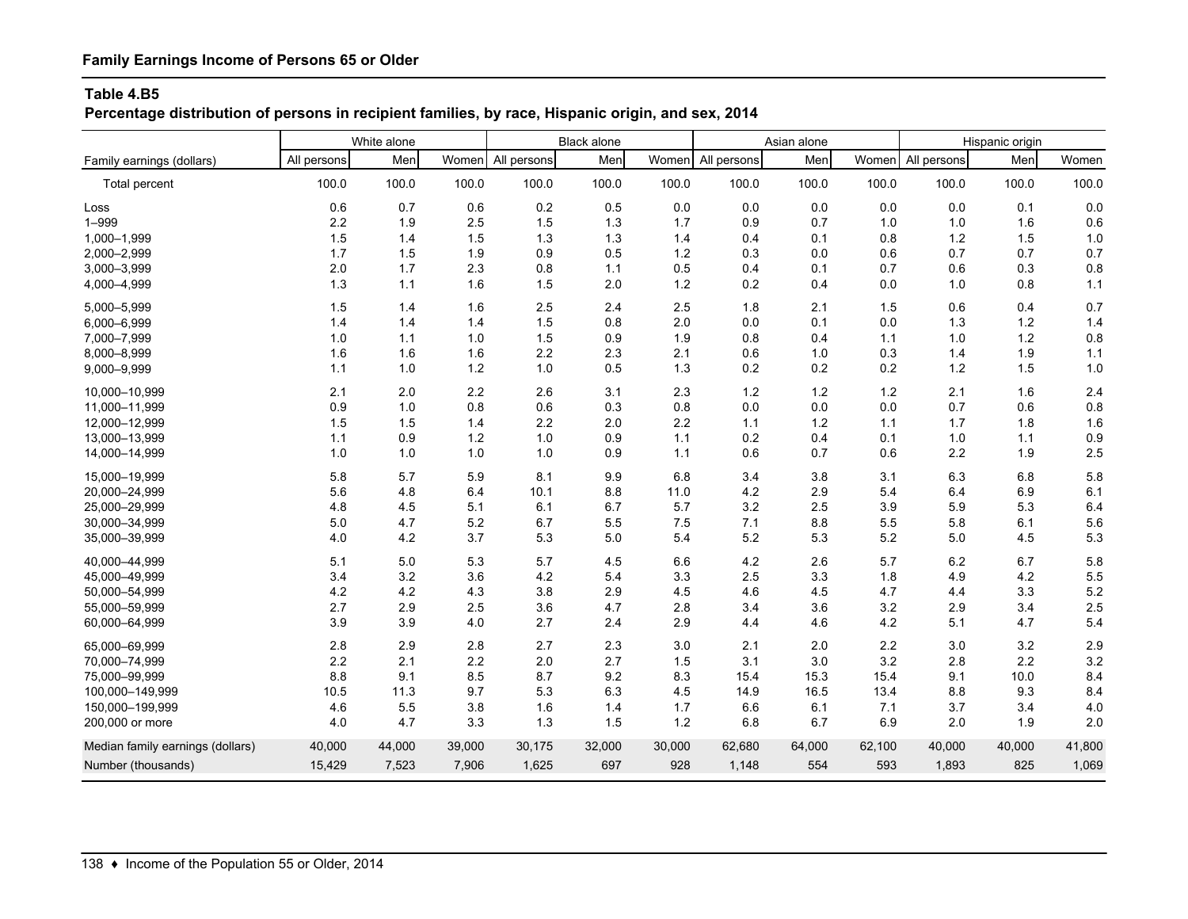## Family Earnings Income of Persons 65 or Older

### Table 4.B5

**Percentage distribution of persons in recipient families, by race, Hispanic origin, and sex, 2014**

| Family earnings (dollars) | White alone | | | Black alone | | | Asian alone | | | Hispanic origin | | |
|---|---|---|---|---|---|---|---|---|---|---|---|---|
| | All persons | Men | Women | All persons | Men | Women | All persons | Men | Women | All persons | Men | Women |
| Total percent | 100.0 | 100.0 | 100.0 | 100.0 | 100.0 | 100.0 | 100.0 | 100.0 | 100.0 | 100.0 | 100.0 | 100.0 |
| Loss | 0.6 | 0.7 | 0.6 | 0.2 | 0.5 | 0.0 | 0.0 | 0.0 | 0.0 | 0.0 | 0.1 | 0.0 |
| 1–999 | 2.2 | 1.9 | 2.5 | 1.5 | 1.3 | 1.7 | 0.9 | 0.7 | 1.0 | 1.0 | 1.6 | 0.6 |
| 1,000–1,999 | 1.5 | 1.4 | 1.5 | 1.3 | 1.3 | 1.4 | 0.4 | 0.1 | 0.8 | 1.2 | 1.5 | 1.0 |
| 2,000–2,999 | 1.7 | 1.5 | 1.9 | 0.9 | 0.5 | 1.2 | 0.3 | 0.0 | 0.6 | 0.7 | 0.7 | 0.7 |
| 3,000–3,999 | 2.0 | 1.7 | 2.3 | 0.8 | 1.1 | 0.5 | 0.4 | 0.1 | 0.7 | 0.6 | 0.3 | 0.8 |
| 4,000–4,999 | 1.3 | 1.1 | 1.6 | 1.5 | 2.0 | 1.2 | 0.2 | 0.4 | 0.0 | 1.0 | 0.8 | 1.1 |
| 5,000–5,999 | 1.5 | 1.4 | 1.6 | 2.5 | 2.4 | 2.5 | 1.8 | 2.1 | 1.5 | 0.6 | 0.4 | 0.7 |
| 6,000–6,999 | 1.4 | 1.4 | 1.4 | 1.5 | 0.8 | 2.0 | 0.0 | 0.1 | 0.0 | 1.3 | 1.2 | 1.4 |
| 7,000–7,999 | 1.0 | 1.1 | 1.0 | 1.5 | 0.9 | 1.9 | 0.8 | 0.4 | 1.1 | 1.0 | 1.2 | 0.8 |
| 8,000–8,999 | 1.6 | 1.6 | 1.6 | 2.2 | 2.3 | 2.1 | 0.6 | 1.0 | 0.3 | 1.4 | 1.9 | 1.1 |
| 9,000–9,999 | 1.1 | 1.0 | 1.2 | 1.0 | 0.5 | 1.3 | 0.2 | 0.2 | 0.2 | 1.2 | 1.5 | 1.0 |
| 10,000–10,999 | 2.1 | 2.0 | 2.2 | 2.6 | 3.1 | 2.3 | 1.2 | 1.2 | 1.2 | 2.1 | 1.6 | 2.4 |
| 11,000–11,999 | 0.9 | 1.0 | 0.8 | 0.6 | 0.3 | 0.8 | 0.0 | 0.0 | 0.0 | 0.7 | 0.6 | 0.8 |
| 12,000–12,999 | 1.5 | 1.5 | 1.4 | 2.2 | 2.0 | 2.2 | 1.1 | 1.2 | 1.1 | 1.7 | 1.8 | 1.6 |
| 13,000–13,999 | 1.1 | 0.9 | 1.2 | 1.0 | 0.9 | 1.1 | 0.2 | 0.4 | 0.1 | 1.0 | 1.1 | 0.9 |
| 14,000–14,999 | 1.0 | 1.0 | 1.0 | 1.0 | 0.9 | 1.1 | 0.6 | 0.7 | 0.6 | 2.2 | 1.9 | 2.5 |
| 15,000–19,999 | 5.8 | 5.7 | 5.9 | 8.1 | 9.9 | 6.8 | 3.4 | 3.8 | 3.1 | 6.3 | 6.8 | 5.8 |
| 20,000–24,999 | 5.6 | 4.8 | 6.4 | 10.1 | 8.8 | 11.0 | 4.2 | 2.9 | 5.4 | 6.4 | 6.9 | 6.1 |
| 25,000–29,999 | 4.8 | 4.5 | 5.1 | 6.1 | 6.7 | 5.7 | 3.2 | 2.5 | 3.9 | 5.9 | 5.3 | 6.4 |
| 30,000–34,999 | 5.0 | 4.7 | 5.2 | 6.7 | 5.5 | 7.5 | 7.1 | 8.8 | 5.5 | 5.8 | 6.1 | 5.6 |
| 35,000–39,999 | 4.0 | 4.2 | 3.7 | 5.3 | 5.0 | 5.4 | 5.2 | 5.3 | 5.2 | 5.0 | 4.5 | 5.3 |
| 40,000–44,999 | 5.1 | 5.0 | 5.3 | 5.7 | 4.5 | 6.6 | 4.2 | 2.6 | 5.7 | 6.2 | 6.7 | 5.8 |
| 45,000–49,999 | 3.4 | 3.2 | 3.6 | 4.2 | 5.4 | 3.3 | 2.5 | 3.3 | 1.8 | 4.9 | 4.2 | 5.5 |
| 50,000–54,999 | 4.2 | 4.2 | 4.3 | 3.8 | 2.9 | 4.5 | 4.6 | 4.5 | 4.7 | 4.4 | 3.3 | 5.2 |
| 55,000–59,999 | 2.7 | 2.9 | 2.5 | 3.6 | 4.7 | 2.8 | 3.4 | 3.6 | 3.2 | 2.9 | 3.4 | 2.5 |
| 60,000–64,999 | 3.9 | 3.9 | 4.0 | 2.7 | 2.4 | 2.9 | 4.4 | 4.6 | 4.2 | 5.1 | 4.7 | 5.4 |
| 65,000–69,999 | 2.8 | 2.9 | 2.8 | 2.7 | 2.3 | 3.0 | 2.1 | 2.0 | 2.2 | 3.0 | 3.2 | 2.9 |
| 70,000–74,999 | 2.2 | 2.1 | 2.2 | 2.0 | 2.7 | 1.5 | 3.1 | 3.0 | 3.2 | 2.8 | 2.2 | 3.2 |
| 75,000–99,999 | 8.8 | 9.1 | 8.5 | 8.7 | 9.2 | 8.3 | 15.4 | 15.3 | 15.4 | 9.1 | 10.0 | 8.4 |
| 100,000–149,999 | 10.5 | 11.3 | 9.7 | 5.3 | 6.3 | 4.5 | 14.9 | 16.5 | 13.4 | 8.8 | 9.3 | 8.4 |
| 150,000–199,999 | 4.6 | 5.5 | 3.8 | 1.6 | 1.4 | 1.7 | 6.6 | 6.1 | 7.1 | 3.7 | 3.4 | 4.0 |
| 200,000 or more | 4.0 | 4.7 | 3.3 | 1.3 | 1.5 | 1.2 | 6.8 | 6.7 | 6.9 | 2.0 | 1.9 | 2.0 |
| Median family earnings (dollars) | 40,000 | 44,000 | 39,000 | 30,175 | 32,000 | 30,000 | 62,680 | 64,000 | 62,100 | 40,000 | 40,000 | 41,800 |
| Number (thousands) | 15,429 | 7,523 | 7,906 | 1,625 | 697 | 928 | 1,148 | 554 | 593 | 1,893 | 825 | 1,069 |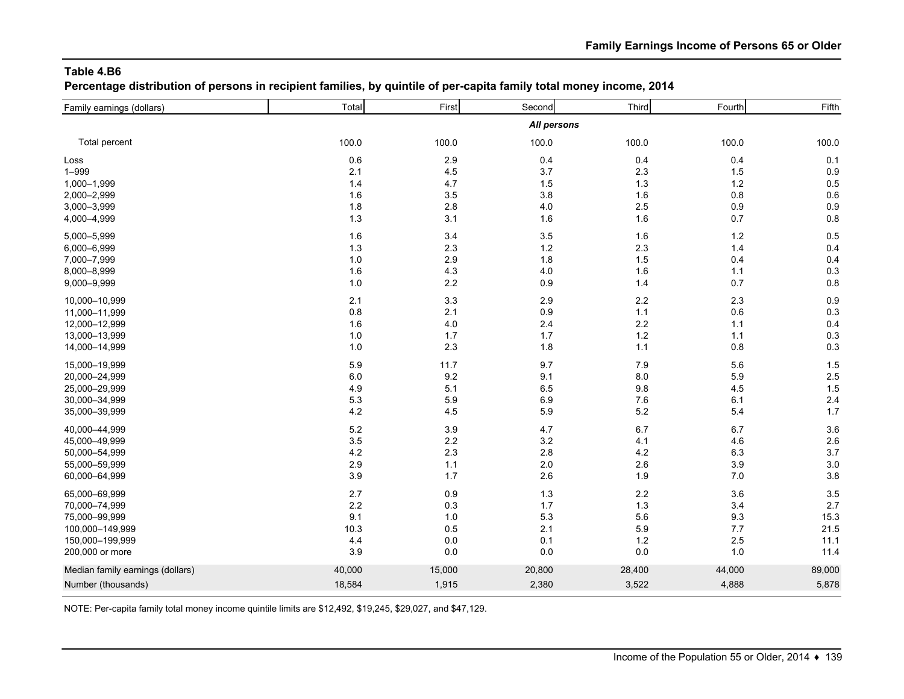**Table 4.B6**
**Percentage distribution of persons in recipient families, by quintile of per-capita family total money income, 2014**

| Family earnings (dollars) | Total | First | Second | Third | Fourth | Fifth |
|---|---|---|---|---|---|---|
| | | | *All persons* | | | |
| Total percent | 100.0 | 100.0 | 100.0 | 100.0 | 100.0 | 100.0 |
| Loss | 0.6 | 2.9 | 0.4 | 0.4 | 0.4 | 0.1 |
| 1–999 | 2.1 | 4.5 | 3.7 | 2.3 | 1.5 | 0.9 |
| 1,000–1,999 | 1.4 | 4.7 | 1.5 | 1.3 | 1.2 | 0.5 |
| 2,000–2,999 | 1.6 | 3.5 | 3.8 | 1.6 | 0.8 | 0.6 |
| 3,000–3,999 | 1.8 | 2.8 | 4.0 | 2.5 | 0.9 | 0.9 |
| 4,000–4,999 | 1.3 | 3.1 | 1.6 | 1.6 | 0.7 | 0.8 |
| 5,000–5,999 | 1.6 | 3.4 | 3.5 | 1.6 | 1.2 | 0.5 |
| 6,000–6,999 | 1.3 | 2.3 | 1.2 | 2.3 | 1.4 | 0.4 |
| 7,000–7,999 | 1.0 | 2.9 | 1.8 | 1.5 | 0.4 | 0.4 |
| 8,000–8,999 | 1.6 | 4.3 | 4.0 | 1.6 | 1.1 | 0.3 |
| 9,000–9,999 | 1.0 | 2.2 | 0.9 | 1.4 | 0.7 | 0.8 |
| 10,000–10,999 | 2.1 | 3.3 | 2.9 | 2.2 | 2.3 | 0.9 |
| 11,000–11,999 | 0.8 | 2.1 | 0.9 | 1.1 | 0.6 | 0.3 |
| 12,000–12,999 | 1.6 | 4.0 | 2.4 | 2.2 | 1.1 | 0.4 |
| 13,000–13,999 | 1.0 | 1.7 | 1.7 | 1.2 | 1.1 | 0.3 |
| 14,000–14,999 | 1.0 | 2.3 | 1.8 | 1.1 | 0.8 | 0.3 |
| 15,000–19,999 | 5.9 | 11.7 | 9.7 | 7.9 | 5.6 | 1.5 |
| 20,000–24,999 | 6.0 | 9.2 | 9.1 | 8.0 | 5.9 | 2.5 |
| 25,000–29,999 | 4.9 | 5.1 | 6.5 | 9.8 | 4.5 | 1.5 |
| 30,000–34,999 | 5.3 | 5.9 | 6.9 | 7.6 | 6.1 | 2.4 |
| 35,000–39,999 | 4.2 | 4.5 | 5.9 | 5.2 | 5.4 | 1.7 |
| 40,000–44,999 | 5.2 | 3.9 | 4.7 | 6.7 | 6.7 | 3.6 |
| 45,000–49,999 | 3.5 | 2.2 | 3.2 | 4.1 | 4.6 | 2.6 |
| 50,000–54,999 | 4.2 | 2.3 | 2.8 | 4.2 | 6.3 | 3.7 |
| 55,000–59,999 | 2.9 | 1.1 | 2.0 | 2.6 | 3.9 | 3.0 |
| 60,000–64,999 | 3.9 | 1.7 | 2.6 | 1.9 | 7.0 | 3.8 |
| 65,000–69,999 | 2.7 | 0.9 | 1.3 | 2.2 | 3.6 | 3.5 |
| 70,000–74,999 | 2.2 | 0.3 | 1.7 | 1.3 | 3.4 | 2.7 |
| 75,000–99,999 | 9.1 | 1.0 | 5.3 | 5.6 | 9.3 | 15.3 |
| 100,000–149,999 | 10.3 | 0.5 | 2.1 | 5.9 | 7.7 | 21.5 |
| 150,000–199,999 | 4.4 | 0.0 | 0.1 | 1.2 | 2.5 | 11.1 |
| 200,000 or more | 3.9 | 0.0 | 0.0 | 0.0 | 1.0 | 11.4 |
| Median family earnings (dollars) | 40,000 | 15,000 | 20,800 | 28,400 | 44,000 | 89,000 |
| Number (thousands) | 18,584 | 1,915 | 2,380 | 3,522 | 4,888 | 5,878 |

NOTE: Per-capita family total money income quintile limits are $12,492, $19,245, $29,027, and $47,129.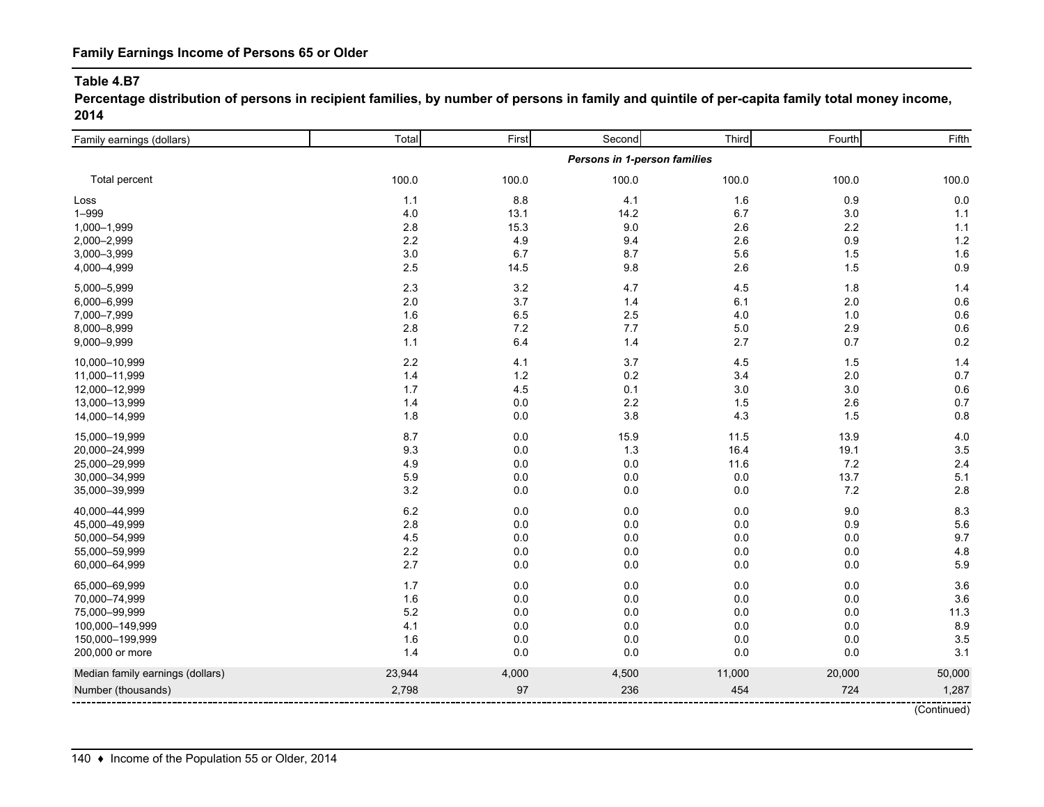## Family Earnings Income of Persons 65 or Older

### Table 4.B7

**Percentage distribution of persons in recipient families, by number of persons in family and quintile of per-capita family total money income, 2014**

| Family earnings (dollars) | Total | First | Second | Third | Fourth | Fifth |
|---|---|---|---|---|---|---|
| | | | *Persons in 1-person families* | | | |
| Total percent | 100.0 | 100.0 | 100.0 | 100.0 | 100.0 | 100.0 |
| Loss | 1.1 | 8.8 | 4.1 | 1.6 | 0.9 | 0.0 |
| 1–999 | 4.0 | 13.1 | 14.2 | 6.7 | 3.0 | 1.1 |
| 1,000–1,999 | 2.8 | 15.3 | 9.0 | 2.6 | 2.2 | 1.1 |
| 2,000–2,999 | 2.2 | 4.9 | 9.4 | 2.6 | 0.9 | 1.2 |
| 3,000–3,999 | 3.0 | 6.7 | 8.7 | 5.6 | 1.5 | 1.6 |
| 4,000–4,999 | 2.5 | 14.5 | 9.8 | 2.6 | 1.5 | 0.9 |
| 5,000–5,999 | 2.3 | 3.2 | 4.7 | 4.5 | 1.8 | 1.4 |
| 6,000–6,999 | 2.0 | 3.7 | 1.4 | 6.1 | 2.0 | 0.6 |
| 7,000–7,999 | 1.6 | 6.5 | 2.5 | 4.0 | 1.0 | 0.6 |
| 8,000–8,999 | 2.8 | 7.2 | 7.7 | 5.0 | 2.9 | 0.6 |
| 9,000–9,999 | 1.1 | 6.4 | 1.4 | 2.7 | 0.7 | 0.2 |
| 10,000–10,999 | 2.2 | 4.1 | 3.7 | 4.5 | 1.5 | 1.4 |
| 11,000–11,999 | 1.4 | 1.2 | 0.2 | 3.4 | 2.0 | 0.7 |
| 12,000–12,999 | 1.7 | 4.5 | 0.1 | 3.0 | 3.0 | 0.6 |
| 13,000–13,999 | 1.4 | 0.0 | 2.2 | 1.5 | 2.6 | 0.7 |
| 14,000–14,999 | 1.8 | 0.0 | 3.8 | 4.3 | 1.5 | 0.8 |
| 15,000–19,999 | 8.7 | 0.0 | 15.9 | 11.5 | 13.9 | 4.0 |
| 20,000–24,999 | 9.3 | 0.0 | 1.3 | 16.4 | 19.1 | 3.5 |
| 25,000–29,999 | 4.9 | 0.0 | 0.0 | 11.6 | 7.2 | 2.4 |
| 30,000–34,999 | 5.9 | 0.0 | 0.0 | 0.0 | 13.7 | 5.1 |
| 35,000–39,999 | 3.2 | 0.0 | 0.0 | 0.0 | 7.2 | 2.8 |
| 40,000–44,999 | 6.2 | 0.0 | 0.0 | 0.0 | 9.0 | 8.3 |
| 45,000–49,999 | 2.8 | 0.0 | 0.0 | 0.0 | 0.9 | 5.6 |
| 50,000–54,999 | 4.5 | 0.0 | 0.0 | 0.0 | 0.0 | 9.7 |
| 55,000–59,999 | 2.2 | 0.0 | 0.0 | 0.0 | 0.0 | 4.8 |
| 60,000–64,999 | 2.7 | 0.0 | 0.0 | 0.0 | 0.0 | 5.9 |
| 65,000–69,999 | 1.7 | 0.0 | 0.0 | 0.0 | 0.0 | 3.6 |
| 70,000–74,999 | 1.6 | 0.0 | 0.0 | 0.0 | 0.0 | 3.6 |
| 75,000–99,999 | 5.2 | 0.0 | 0.0 | 0.0 | 0.0 | 11.3 |
| 100,000–149,999 | 4.1 | 0.0 | 0.0 | 0.0 | 0.0 | 8.9 |
| 150,000–199,999 | 1.6 | 0.0 | 0.0 | 0.0 | 0.0 | 3.5 |
| 200,000 or more | 1.4 | 0.0 | 0.0 | 0.0 | 0.0 | 3.1 |
| Median family earnings (dollars) | 23,944 | 4,000 | 4,500 | 11,000 | 20,000 | 50,000 |
| Number (thousands) | 2,798 | 97 | 236 | 454 | 724 | 1,287 |

(Continued)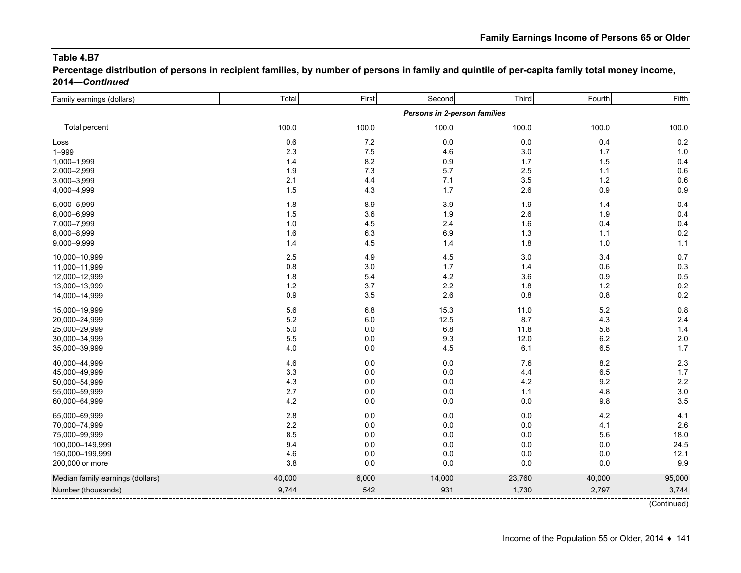## Table 4.B7

**Percentage distribution of persons in recipient families, by number of persons in family and quintile of per-capita family total money income, 2014—*Continued***

| Family earnings (dollars) | Total | First | Second | Third | Fourth | Fifth |
|---|---|---|---|---|---|---|
| | | | *Persons in 2-person families* | | | |
| Total percent | 100.0 | 100.0 | 100.0 | 100.0 | 100.0 | 100.0 |
| Loss | 0.6 | 7.2 | 0.0 | 0.0 | 0.4 | 0.2 |
| 1–999 | 2.3 | 7.5 | 4.6 | 3.0 | 1.7 | 1.0 |
| 1,000–1,999 | 1.4 | 8.2 | 0.9 | 1.7 | 1.5 | 0.4 |
| 2,000–2,999 | 1.9 | 7.3 | 5.7 | 2.5 | 1.1 | 0.6 |
| 3,000–3,999 | 2.1 | 4.4 | 7.1 | 3.5 | 1.2 | 0.6 |
| 4,000–4,999 | 1.5 | 4.3 | 1.7 | 2.6 | 0.9 | 0.9 |
| 5,000–5,999 | 1.8 | 8.9 | 3.9 | 1.9 | 1.4 | 0.4 |
| 6,000–6,999 | 1.5 | 3.6 | 1.9 | 2.6 | 1.9 | 0.4 |
| 7,000–7,999 | 1.0 | 4.5 | 2.4 | 1.6 | 0.4 | 0.4 |
| 8,000–8,999 | 1.6 | 6.3 | 6.9 | 1.3 | 1.1 | 0.2 |
| 9,000–9,999 | 1.4 | 4.5 | 1.4 | 1.8 | 1.0 | 1.1 |
| 10,000–10,999 | 2.5 | 4.9 | 4.5 | 3.0 | 3.4 | 0.7 |
| 11,000–11,999 | 0.8 | 3.0 | 1.7 | 1.4 | 0.6 | 0.3 |
| 12,000–12,999 | 1.8 | 5.4 | 4.2 | 3.6 | 0.9 | 0.5 |
| 13,000–13,999 | 1.2 | 3.7 | 2.2 | 1.8 | 1.2 | 0.2 |
| 14,000–14,999 | 0.9 | 3.5 | 2.6 | 0.8 | 0.8 | 0.2 |
| 15,000–19,999 | 5.6 | 6.8 | 15.3 | 11.0 | 5.2 | 0.8 |
| 20,000–24,999 | 5.2 | 6.0 | 12.5 | 8.7 | 4.3 | 2.4 |
| 25,000–29,999 | 5.0 | 0.0 | 6.8 | 11.8 | 5.8 | 1.4 |
| 30,000–34,999 | 5.5 | 0.0 | 9.3 | 12.0 | 6.2 | 2.0 |
| 35,000–39,999 | 4.0 | 0.0 | 4.5 | 6.1 | 6.5 | 1.7 |
| 40,000–44,999 | 4.6 | 0.0 | 0.0 | 7.6 | 8.2 | 2.3 |
| 45,000–49,999 | 3.3 | 0.0 | 0.0 | 4.4 | 6.5 | 1.7 |
| 50,000–54,999 | 4.3 | 0.0 | 0.0 | 4.2 | 9.2 | 2.2 |
| 55,000–59,999 | 2.7 | 0.0 | 0.0 | 1.1 | 4.8 | 3.0 |
| 60,000–64,999 | 4.2 | 0.0 | 0.0 | 0.0 | 9.8 | 3.5 |
| 65,000–69,999 | 2.8 | 0.0 | 0.0 | 0.0 | 4.2 | 4.1 |
| 70,000–74,999 | 2.2 | 0.0 | 0.0 | 0.0 | 4.1 | 2.6 |
| 75,000–99,999 | 8.5 | 0.0 | 0.0 | 0.0 | 5.6 | 18.0 |
| 100,000–149,999 | 9.4 | 0.0 | 0.0 | 0.0 | 0.0 | 24.5 |
| 150,000–199,999 | 4.6 | 0.0 | 0.0 | 0.0 | 0.0 | 12.1 |
| 200,000 or more | 3.8 | 0.0 | 0.0 | 0.0 | 0.0 | 9.9 |
| Median family earnings (dollars) | 40,000 | 6,000 | 14,000 | 23,760 | 40,000 | 95,000 |
| Number (thousands) | 9,744 | 542 | 931 | 1,730 | 2,797 | 3,744 |

(Continued)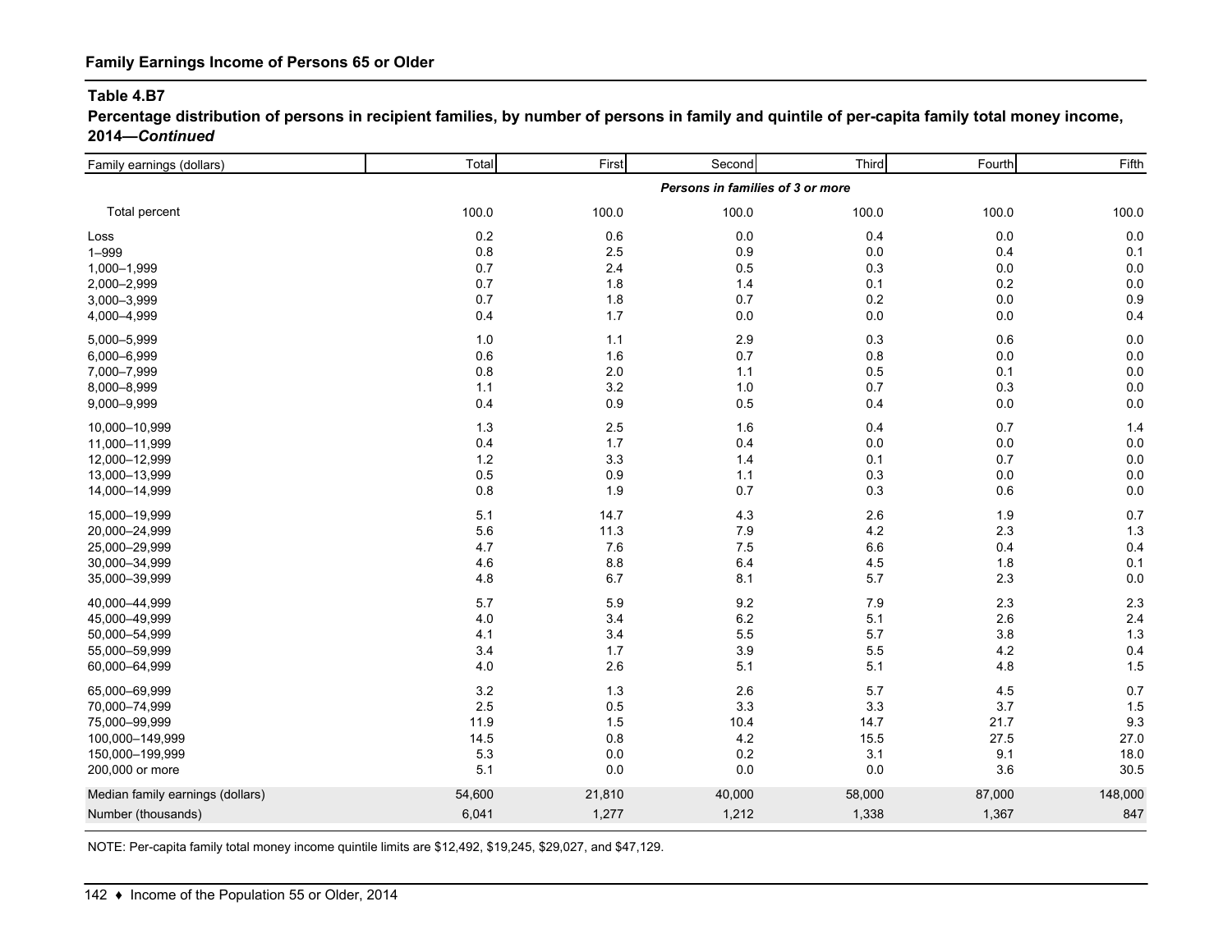**Family Earnings Income of Persons 65 or Older**

**Table 4.B7**

**Percentage distribution of persons in recipient families, by number of persons in family and quintile of per-capita family total money income, 2014—*Continued***

| Family earnings (dollars) | Total | First | Second | Third | Fourth | Fifth |
|---|---|---|---|---|---|---|
| | | | ***Persons in families of 3 or more*** | | | |
| Total percent | 100.0 | 100.0 | 100.0 | 100.0 | 100.0 | 100.0 |
| Loss | 0.2 | 0.6 | 0.0 | 0.4 | 0.0 | 0.0 |
| 1–999 | 0.8 | 2.5 | 0.9 | 0.0 | 0.4 | 0.1 |
| 1,000–1,999 | 0.7 | 2.4 | 0.5 | 0.3 | 0.0 | 0.0 |
| 2,000–2,999 | 0.7 | 1.8 | 1.4 | 0.1 | 0.2 | 0.0 |
| 3,000–3,999 | 0.7 | 1.8 | 0.7 | 0.2 | 0.0 | 0.9 |
| 4,000–4,999 | 0.4 | 1.7 | 0.0 | 0.0 | 0.0 | 0.4 |
| 5,000–5,999 | 1.0 | 1.1 | 2.9 | 0.3 | 0.6 | 0.0 |
| 6,000–6,999 | 0.6 | 1.6 | 0.7 | 0.8 | 0.0 | 0.0 |
| 7,000–7,999 | 0.8 | 2.0 | 1.1 | 0.5 | 0.1 | 0.0 |
| 8,000–8,999 | 1.1 | 3.2 | 1.0 | 0.7 | 0.3 | 0.0 |
| 9,000–9,999 | 0.4 | 0.9 | 0.5 | 0.4 | 0.0 | 0.0 |
| 10,000–10,999 | 1.3 | 2.5 | 1.6 | 0.4 | 0.7 | 1.4 |
| 11,000–11,999 | 0.4 | 1.7 | 0.4 | 0.0 | 0.0 | 0.0 |
| 12,000–12,999 | 1.2 | 3.3 | 1.4 | 0.1 | 0.7 | 0.0 |
| 13,000–13,999 | 0.5 | 0.9 | 1.1 | 0.3 | 0.0 | 0.0 |
| 14,000–14,999 | 0.8 | 1.9 | 0.7 | 0.3 | 0.6 | 0.0 |
| 15,000–19,999 | 5.1 | 14.7 | 4.3 | 2.6 | 1.9 | 0.7 |
| 20,000–24,999 | 5.6 | 11.3 | 7.9 | 4.2 | 2.3 | 1.3 |
| 25,000–29,999 | 4.7 | 7.6 | 7.5 | 6.6 | 0.4 | 0.4 |
| 30,000–34,999 | 4.6 | 8.8 | 6.4 | 4.5 | 1.8 | 0.1 |
| 35,000–39,999 | 4.8 | 6.7 | 8.1 | 5.7 | 2.3 | 0.0 |
| 40,000–44,999 | 5.7 | 5.9 | 9.2 | 7.9 | 2.3 | 2.3 |
| 45,000–49,999 | 4.0 | 3.4 | 6.2 | 5.1 | 2.6 | 2.4 |
| 50,000–54,999 | 4.1 | 3.4 | 5.5 | 5.7 | 3.8 | 1.3 |
| 55,000–59,999 | 3.4 | 1.7 | 3.9 | 5.5 | 4.2 | 0.4 |
| 60,000–64,999 | 4.0 | 2.6 | 5.1 | 5.1 | 4.8 | 1.5 |
| 65,000–69,999 | 3.2 | 1.3 | 2.6 | 5.7 | 4.5 | 0.7 |
| 70,000–74,999 | 2.5 | 0.5 | 3.3 | 3.3 | 3.7 | 1.5 |
| 75,000–99,999 | 11.9 | 1.5 | 10.4 | 14.7 | 21.7 | 9.3 |
| 100,000–149,999 | 14.5 | 0.8 | 4.2 | 15.5 | 27.5 | 27.0 |
| 150,000–199,999 | 5.3 | 0.0 | 0.2 | 3.1 | 9.1 | 18.0 |
| 200,000 or more | 5.1 | 0.0 | 0.0 | 0.0 | 3.6 | 30.5 |
| Median family earnings (dollars) | 54,600 | 21,810 | 40,000 | 58,000 | 87,000 | 148,000 |
| Number (thousands) | 6,041 | 1,277 | 1,212 | 1,338 | 1,367 | 847 |

NOTE: Per-capita family total money income quintile limits are $12,492, $19,245, $29,027, and $47,129.